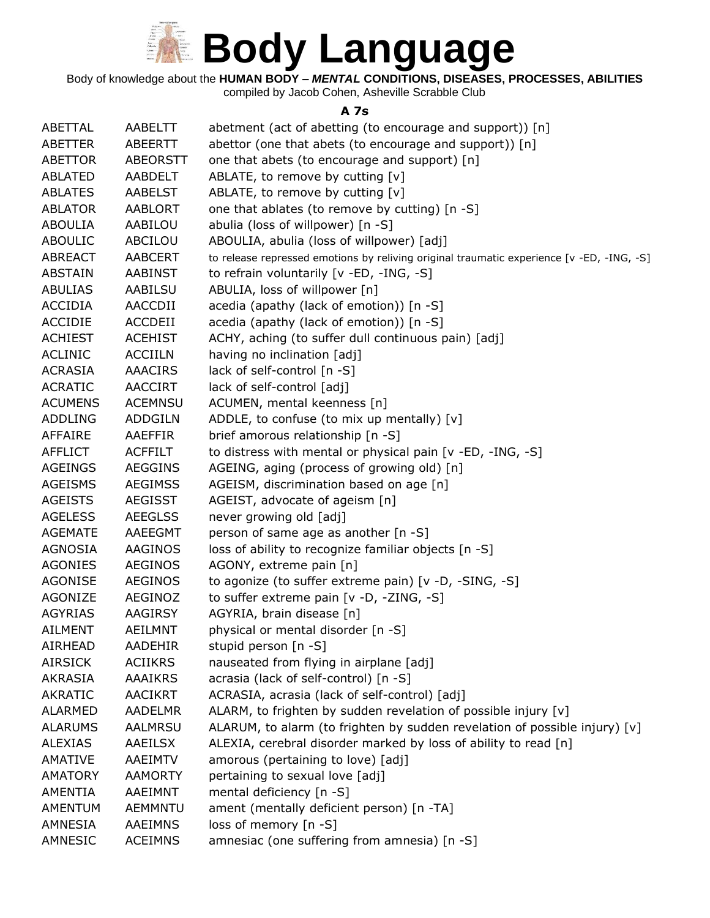# Body Language

Body of knowledge about the **HUMAN BODY – *MENTAL* CONDITIONS, DISEASES, PROCESSES, ABILITIES**
compiled by Jacob Cohen, Asheville Scrabble Club

### A 7s

| | | |
|---|---|---|
| ABETTAL | AABELTT | abetment (act of abetting (to encourage and support)) [n] |
| ABETTER | ABEERTT | abettor (one that abets (to encourage and support)) [n] |
| ABETTOR | ABEORSTT | one that abets (to encourage and support) [n] |
| ABLATED | AABDELT | ABLATE, to remove by cutting [v] |
| ABLATES | AABELST | ABLATE, to remove by cutting [v] |
| ABLATOR | AABLORT | one that ablates (to remove by cutting) [n -S] |
| ABOULIA | AABILOU | abulia (loss of willpower) [n -S] |
| ABOULIC | ABCILOU | ABOULIA, abulia (loss of willpower) [adj] |
| ABREACT | AABCERT | to release repressed emotions by reliving original traumatic experience [v -ED, -ING, -S] |
| ABSTAIN | AABINST | to refrain voluntarily [v -ED, -ING, -S] |
| ABULIAS | AABILSU | ABULIA, loss of willpower [n] |
| ACCIDIA | AACCDII | acedia (apathy (lack of emotion)) [n -S] |
| ACCIDIE | ACCDEII | acedia (apathy (lack of emotion)) [n -S] |
| ACHIEST | ACEHIST | ACHY, aching (to suffer dull continuous pain) [adj] |
| ACLINIC | ACCIILN | having no inclination [adj] |
| ACRASIA | AAACIRS | lack of self-control [n -S] |
| ACRATIC | AACCIRT | lack of self-control [adj] |
| ACUMENS | ACEMNSU | ACUMEN, mental keenness [n] |
| ADDLING | ADDGILN | ADDLE, to confuse (to mix up mentally) [v] |
| AFFAIRE | AAEFFIR | brief amorous relationship [n -S] |
| AFFLICT | ACFFILT | to distress with mental or physical pain [v -ED, -ING, -S] |
| AGEINGS | AEGGINS | AGEING, aging (process of growing old) [n] |
| AGEISMS | AEGIMSS | AGEISM, discrimination based on age [n] |
| AGEISTS | AEGISST | AGEIST, advocate of ageism [n] |
| AGELESS | AEEGLSS | never growing old [adj] |
| AGEMATE | AAEEGMT | person of same age as another [n -S] |
| AGNOSIA | AAGINOS | loss of ability to recognize familiar objects [n -S] |
| AGONIES | AEGINOS | AGONY, extreme pain [n] |
| AGONISE | AEGINOS | to agonize (to suffer extreme pain) [v -D, -SING, -S] |
| AGONIZE | AEGINOZ | to suffer extreme pain [v -D, -ZING, -S] |
| AGYRIAS | AAGIRSY | AGYRIA, brain disease [n] |
| AILMENT | AEILMNT | physical or mental disorder [n -S] |
| AIRHEAD | AADEHIR | stupid person [n -S] |
| AIRSICK | ACIIKRS | nauseated from flying in airplane [adj] |
| AKRASIA | AAAIKRS | acrasia (lack of self-control) [n -S] |
| AKRATIC | AACIKRT | ACRASIA, acrasia (lack of self-control) [adj] |
| ALARMED | AADELMR | ALARM, to frighten by sudden revelation of possible injury [v] |
| ALARUMS | AALMRSU | ALARUM, to alarm (to frighten by sudden revelation of possible injury) [v] |
| ALEXIAS | AAEILSX | ALEXIA, cerebral disorder marked by loss of ability to read [n] |
| AMATIVE | AAEIMTV | amorous (pertaining to love) [adj] |
| AMATORY | AAMORTY | pertaining to sexual love [adj] |
| AMENTIA | AAEIMNT | mental deficiency [n -S] |
| AMENTUM | AEMMNTU | ament (mentally deficient person) [n -TA] |
| AMNESIA | AAEIMNS | loss of memory [n -S] |
| AMNESIC | ACEIMNS | amnesiac (one suffering from amnesia) [n -S] |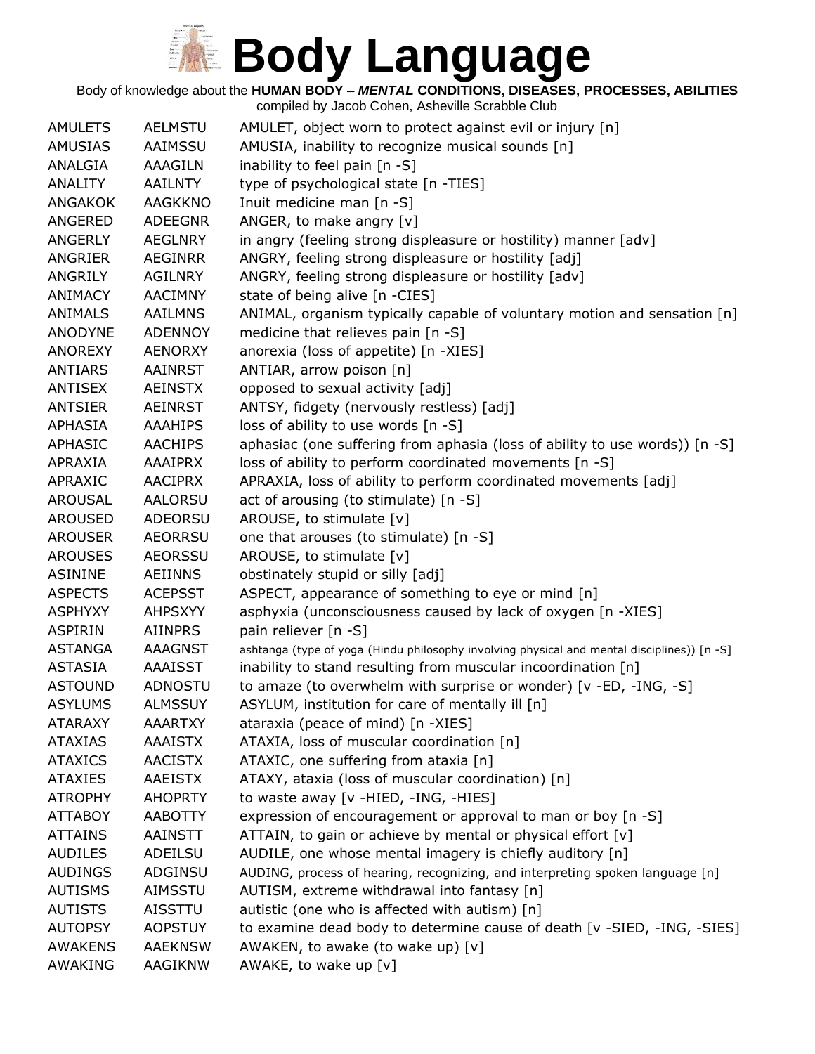# Body Language

Body of knowledge about the **HUMAN BODY – *MENTAL* CONDITIONS, DISEASES, PROCESSES, ABILITIES**
compiled by Jacob Cohen, Asheville Scrabble Club

| | | |
|---|---|---|
| AMULETS | AELMSTU | AMULET, object worn to protect against evil or injury [n] |
| AMUSIAS | AAIMSSU | AMUSIA, inability to recognize musical sounds [n] |
| ANALGIA | AAAGILN | inability to feel pain [n -S] |
| ANALITY | AAILNTY | type of psychological state [n -TIES] |
| ANGAKOK | AAGKKNO | Inuit medicine man [n -S] |
| ANGERED | ADEEGNR | ANGER, to make angry [v] |
| ANGERLY | AEGLNRY | in angry (feeling strong displeasure or hostility) manner [adv] |
| ANGRIER | AEGINRR | ANGRY, feeling strong displeasure or hostility [adj] |
| ANGRILY | AGILNRY | ANGRY, feeling strong displeasure or hostility [adv] |
| ANIMACY | AACIMNY | state of being alive [n -CIES] |
| ANIMALS | AAILMNS | ANIMAL, organism typically capable of voluntary motion and sensation [n] |
| ANODYNE | ADENNOY | medicine that relieves pain [n -S] |
| ANOREXY | AENORXY | anorexia (loss of appetite) [n -XIES] |
| ANTIARS | AAINRST | ANTIAR, arrow poison [n] |
| ANTISEX | AEINSTX | opposed to sexual activity [adj] |
| ANTSIER | AEINRST | ANTSY, fidgety (nervously restless) [adj] |
| APHASIA | AAAHIPS | loss of ability to use words [n -S] |
| APHASIC | AACHIPS | aphasiac (one suffering from aphasia (loss of ability to use words)) [n -S] |
| APRAXIA | AAAIPRX | loss of ability to perform coordinated movements [n -S] |
| APRAXIC | AACIPRX | APRAXIA, loss of ability to perform coordinated movements [adj] |
| AROUSAL | AALORSU | act of arousing (to stimulate) [n -S] |
| AROUSED | ADEORSU | AROUSE, to stimulate [v] |
| AROUSER | AEORRSU | one that arouses (to stimulate) [n -S] |
| AROUSES | AEORSSU | AROUSE, to stimulate [v] |
| ASININE | AEIINNS | obstinately stupid or silly [adj] |
| ASPECTS | ACEPSST | ASPECT, appearance of something to eye or mind [n] |
| ASPHYXY | AHPSXYY | asphyxia (unconsciousness caused by lack of oxygen [n -XIES] |
| ASPIRIN | AIINPRS | pain reliever [n -S] |
| ASTANGA | AAAGNST | ashtanga (type of yoga (Hindu philosophy involving physical and mental disciplines)) [n -S] |
| ASTASIA | AAAISST | inability to stand resulting from muscular incoordination [n] |
| ASTOUND | ADNOSTU | to amaze (to overwhelm with surprise or wonder) [v -ED, -ING, -S] |
| ASYLUMS | ALMSSUY | ASYLUM, institution for care of mentally ill [n] |
| ATARAXY | AAARTXY | ataraxia (peace of mind) [n -XIES] |
| ATAXIAS | AAAISTX | ATAXIA, loss of muscular coordination [n] |
| ATAXICS | AACISTX | ATAXIC, one suffering from ataxia [n] |
| ATAXIES | AAEISTX | ATAXY, ataxia (loss of muscular coordination) [n] |
| ATROPHY | AHOPRTY | to waste away [v -HIED, -ING, -HIES] |
| ATTABOY | AABOTTY | expression of encouragement or approval to man or boy [n -S] |
| ATTAINS | AAINSTT | ATTAIN, to gain or achieve by mental or physical effort [v] |
| AUDILES | ADEILSU | AUDILE, one whose mental imagery is chiefly auditory [n] |
| AUDINGS | ADGINSU | AUDING, process of hearing, recognizing, and interpreting spoken language [n] |
| AUTISMS | AIMSSTU | AUTISM, extreme withdrawal into fantasy [n] |
| AUTISTS | AISSTTU | autistic (one who is affected with autism) [n] |
| AUTOPSY | AOPSTUY | to examine dead body to determine cause of death [v -SIED, -ING, -SIES] |
| AWAKENS | AAEKNSW | AWAKEN, to awake (to wake up) [v] |
| AWAKING | AAGIKNW | AWAKE, to wake up [v] |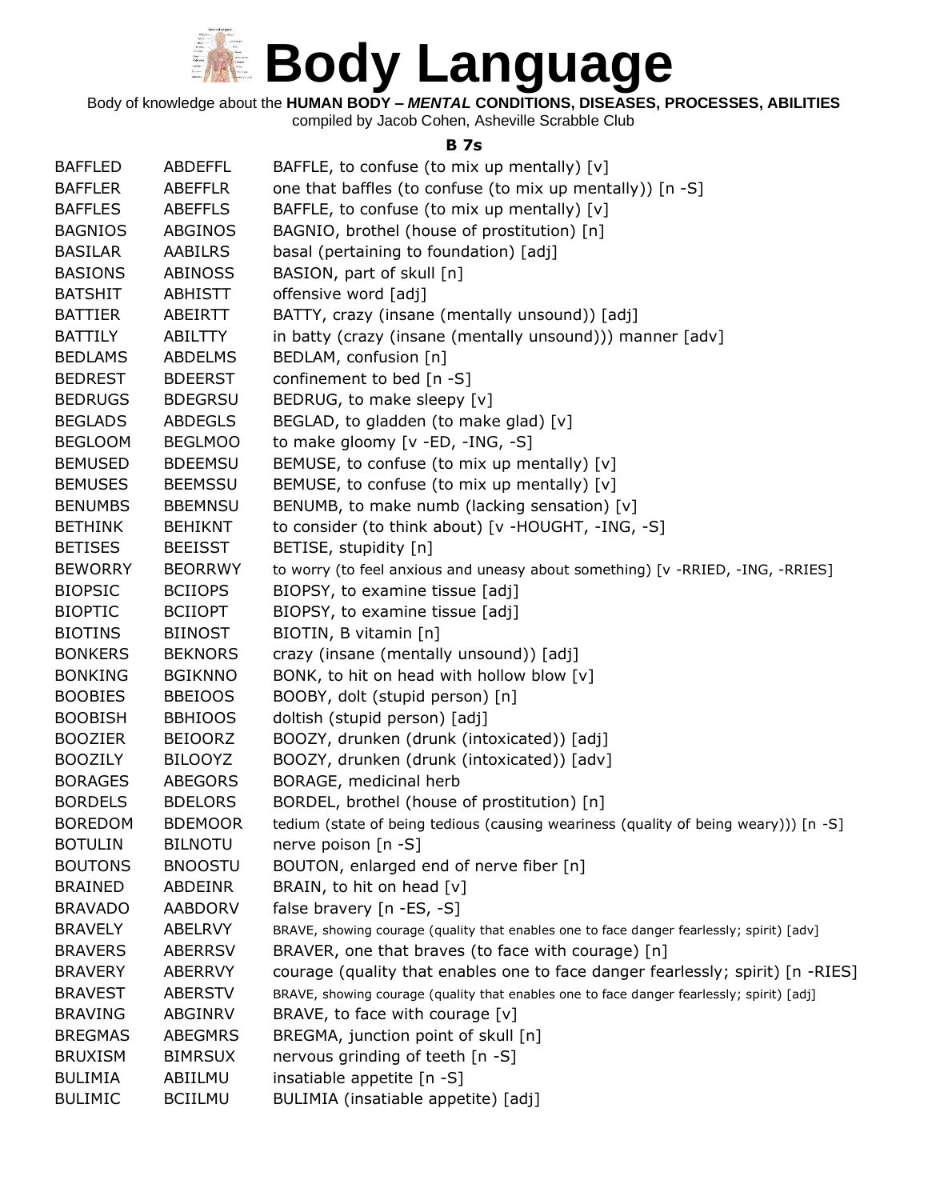# Body Language

Body of knowledge about the **HUMAN BODY – *MENTAL* CONDITIONS, DISEASES, PROCESSES, ABILITIES**

compiled by Jacob Cohen, Asheville Scrabble Club

### B 7s

| | | |
|---|---|---|
| BAFFLED | ABDEFFL | BAFFLE, to confuse (to mix up mentally) [v] |
| BAFFLER | ABEFFLR | one that baffles (to confuse (to mix up mentally)) [n -S] |
| BAFFLES | ABEFFLS | BAFFLE, to confuse (to mix up mentally) [v] |
| BAGNIOS | ABGINOS | BAGNIO, brothel (house of prostitution) [n] |
| BASILAR | AABILRS | basal (pertaining to foundation) [adj] |
| BASIONS | ABINOSS | BASION, part of skull [n] |
| BATSHIT | ABHISTT | offensive word [adj] |
| BATTIER | ABEIRTT | BATTY, crazy (insane (mentally unsound)) [adj] |
| BATTILY | ABILTTY | in batty (crazy (insane (mentally unsound))) manner [adv] |
| BEDLAMS | ABDELMS | BEDLAM, confusion [n] |
| BEDREST | BDEERST | confinement to bed [n -S] |
| BEDRUGS | BDEGRSU | BEDRUG, to make sleepy [v] |
| BEGLADS | ABDEGLS | BEGLAD, to gladden (to make glad) [v] |
| BEGLOOM | BEGLMOO | to make gloomy [v -ED, -ING, -S] |
| BEMUSED | BDEEMSU | BEMUSE, to confuse (to mix up mentally) [v] |
| BEMUSES | BEEMSSU | BEMUSE, to confuse (to mix up mentally) [v] |
| BENUMBS | BBEMNSU | BENUMB, to make numb (lacking sensation) [v] |
| BETHINK | BEHIKNT | to consider (to think about) [v -HOUGHT, -ING, -S] |
| BETISES | BEEISST | BETISE, stupidity [n] |
| BEWORRY | BEORRWY | to worry (to feel anxious and uneasy about something) [v -RRIED, -ING, -RRIES] |
| BIOPSIC | BCIIOPS | BIOPSY, to examine tissue [adj] |
| BIOPTIC | BCIIOPT | BIOPSY, to examine tissue [adj] |
| BIOTINS | BIINOST | BIOTIN, B vitamin [n] |
| BONKERS | BEKNORS | crazy (insane (mentally unsound)) [adj] |
| BONKING | BGIKNNO | BONK, to hit on head with hollow blow [v] |
| BOOBIES | BBEIOOS | BOOBY, dolt (stupid person) [n] |
| BOOBISH | BBHIOOS | doltish (stupid person) [adj] |
| BOOZIER | BEIOORZ | BOOZY, drunken (drunk (intoxicated)) [adj] |
| BOOZILY | BILOOYZ | BOOZY, drunken (drunk (intoxicated)) [adv] |
| BORAGES | ABEGORS | BORAGE, medicinal herb |
| BORDELS | BDELORS | BORDEL, brothel (house of prostitution) [n] |
| BOREDOM | BDEMOOR | tedium (state of being tedious (causing weariness (quality of being weary))) [n -S] |
| BOTULIN | BILNOTU | nerve poison [n -S] |
| BOUTONS | BNOOSTU | BOUTON, enlarged end of nerve fiber [n] |
| BRAINED | ABDEINR | BRAIN, to hit on head [v] |
| BRAVADO | AABDORV | false bravery [n -ES, -S] |
| BRAVELY | ABELRVY | BRAVE, showing courage (quality that enables one to face danger fearlessly; spirit) [adv] |
| BRAVERS | ABERRSV | BRAVER, one that braves (to face with courage) [n] |
| BRAVERY | ABERRVY | courage (quality that enables one to face danger fearlessly; spirit) [n -RIES] |
| BRAVEST | ABERSTV | BRAVE, showing courage (quality that enables one to face danger fearlessly; spirit) [adj] |
| BRAVING | ABGINRV | BRAVE, to face with courage [v] |
| BREGMAS | ABEGMRS | BREGMA, junction point of skull [n] |
| BRUXISM | BIMRSUX | nervous grinding of teeth [n -S] |
| BULIMIA | ABIILMU | insatiable appetite [n -S] |
| BULIMIC | BCIILMU | BULIMIA (insatiable appetite) [adj] |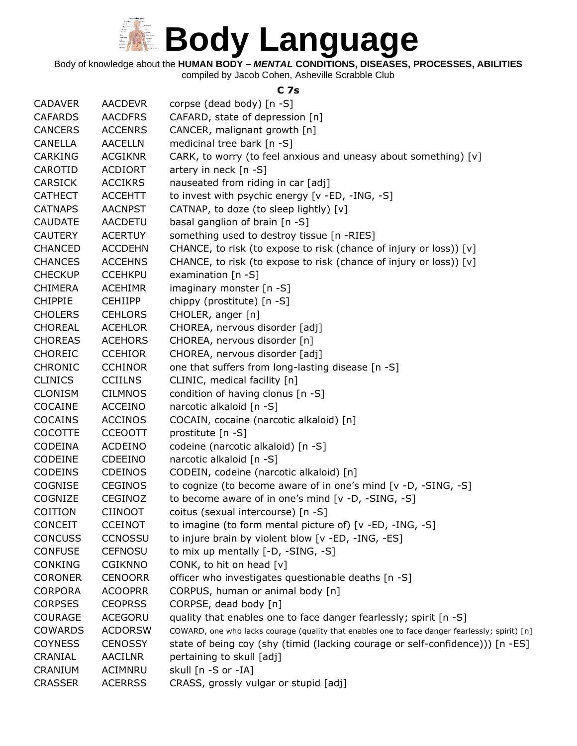# Body Language

Body of knowledge about the **HUMAN BODY – *MENTAL* CONDITIONS, DISEASES, PROCESSES, ABILITIES**
compiled by Jacob Cohen, Asheville Scrabble Club

### C 7s

| | | |
|---|---|---|
| CADAVER | AACDEVR | corpse (dead body) [n -S] |
| CAFARDS | AACDFRS | CAFARD, state of depression [n] |
| CANCERS | ACCENRS | CANCER, malignant growth [n] |
| CANELLA | AACELLN | medicinal tree bark [n -S] |
| CARKING | ACGIKNR | CARK, to worry (to feel anxious and uneasy about something) [v] |
| CAROTID | ACDIORT | artery in neck [n -S] |
| CARSICK | ACCIKRS | nauseated from riding in car [adj] |
| CATHECT | ACCEHTT | to invest with psychic energy [v -ED, -ING, -S] |
| CATNAPS | AACNPST | CATNAP, to doze (to sleep lightly) [v] |
| CAUDATE | AACDETU | basal ganglion of brain [n -S] |
| CAUTERY | ACERTUY | something used to destroy tissue [n -RIES] |
| CHANCED | ACCDEHN | CHANCE, to risk (to expose to risk (chance of injury or loss)) [v] |
| CHANCES | ACCEHNS | CHANCE, to risk (to expose to risk (chance of injury or loss)) [v] |
| CHECKUP | CCEHKPU | examination [n -S] |
| CHIMERA | ACEHIMR | imaginary monster [n -S] |
| CHIPPIE | CEHIIPP | chippy (prostitute) [n -S] |
| CHOLERS | CEHLORS | CHOLER, anger [n] |
| CHOREAL | ACEHLOR | CHOREA, nervous disorder [adj] |
| CHOREAS | ACEHORS | CHOREA, nervous disorder [n] |
| CHOREIC | CCEHIOR | CHOREA, nervous disorder [adj] |
| CHRONIC | CCHINOR | one that suffers from long-lasting disease [n -S] |
| CLINICS | CCIILNS | CLINIC, medical facility [n] |
| CLONISM | CILMNOS | condition of having clonus [n -S] |
| COCAINE | ACCEINO | narcotic alkaloid [n -S] |
| COCAINS | ACCINOS | COCAIN, cocaine (narcotic alkaloid) [n] |
| COCOTTE | CCEOOTT | prostitute [n -S] |
| CODEINA | ACDEINO | codeine (narcotic alkaloid) [n -S] |
| CODEINE | CDEEINO | narcotic alkaloid [n -S] |
| CODEINS | CDEINOS | CODEIN, codeine (narcotic alkaloid) [n] |
| COGNISE | CEGINOS | to cognize (to become aware of in one's mind [v -D, -SING, -S] |
| COGNIZE | CEGINOZ | to become aware of in one's mind [v -D, -SING, -S] |
| COITION | CIINOOT | coitus (sexual intercourse) [n -S] |
| CONCEIT | CCEINOT | to imagine (to form mental picture of) [v -ED, -ING, -S] |
| CONCUSS | CCNOSSU | to injure brain by violent blow [v -ED, -ING, -ES] |
| CONFUSE | CEFNOSU | to mix up mentally [-D, -SING, -S] |
| CONKING | CGIKNNO | CONK, to hit on head [v] |
| CORONER | CENOORR | officer who investigates questionable deaths [n -S] |
| CORPORA | ACOOPRR | CORPUS, human or animal body [n] |
| CORPSES | CEOPRSS | CORPSE, dead body [n] |
| COURAGE | ACEGORU | quality that enables one to face danger fearlessly; spirit [n -S] |
| COWARDS | ACDORSW | COWARD, one who lacks courage (quality that enables one to face danger fearlessly; spirit) [n] |
| COYNESS | CENOSSY | state of being coy (shy (timid (lacking courage or self-confidence))) [n -ES] |
| CRANIAL | AACILNR | pertaining to skull [adj] |
| CRANIUM | ACIMNRU | skull [n -S or -IA] |
| CRASSER | ACERRSS | CRASS, grossly vulgar or stupid [adj] |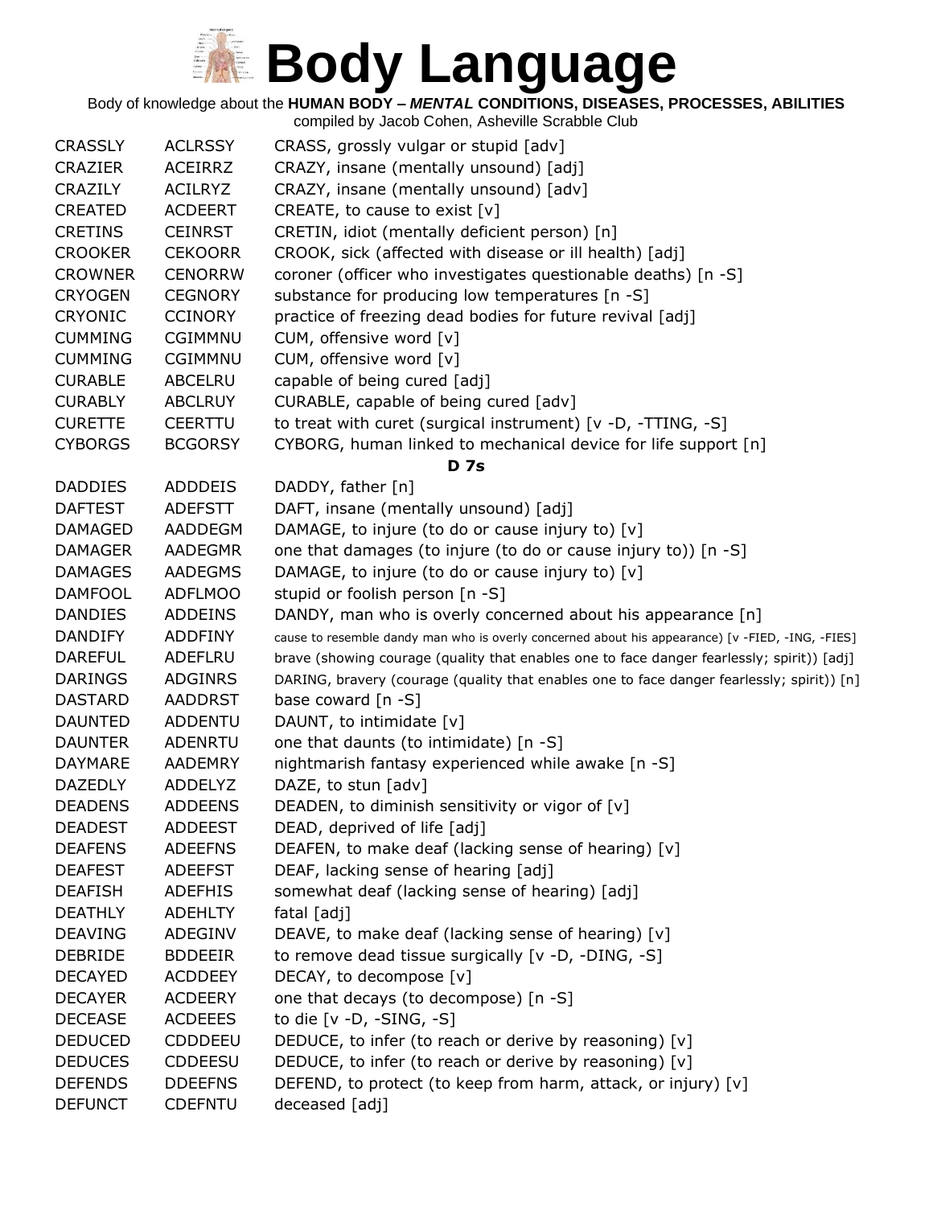# Body Language

Body of knowledge about the **HUMAN BODY – *MENTAL* CONDITIONS, DISEASES, PROCESSES, ABILITIES**

compiled by Jacob Cohen, Asheville Scrabble Club

| | | |
|---|---|---|
| CRASSLY | ACLRSSY | CRASS, grossly vulgar or stupid [adv] |
| CRAZIER | ACEIRRZ | CRAZY, insane (mentally unsound) [adj] |
| CRAZILY | ACILRYZ | CRAZY, insane (mentally unsound) [adv] |
| CREATED | ACDEERT | CREATE, to cause to exist [v] |
| CRETINS | CEINRST | CRETIN, idiot (mentally deficient person) [n] |
| CROOKER | CEKOORR | CROOK, sick (affected with disease or ill health) [adj] |
| CROWNER | CENORRW | coroner (officer who investigates questionable deaths) [n -S] |
| CRYOGEN | CEGNORY | substance for producing low temperatures [n -S] |
| CRYONIC | CCINORY | practice of freezing dead bodies for future revival [adj] |
| CUMMING | CGIMMNU | CUM, offensive word [v] |
| CUMMING | CGIMMNU | CUM, offensive word [v] |
| CURABLE | ABCELRU | capable of being cured [adj] |
| CURABLY | ABCLRUY | CURABLE, capable of being cured [adv] |
| CURETTE | CEERTTU | to treat with curet (surgical instrument) [v -D, -TTING, -S] |
| CYBORGS | BCGORSY | CYBORG, human linked to mechanical device for life support [n] |

**D 7s**

| | | |
|---|---|---|
| DADDIES | ADDDEIS | DADDY, father [n] |
| DAFTEST | ADEFSTT | DAFT, insane (mentally unsound) [adj] |
| DAMAGED | AADDEGM | DAMAGE, to injure (to do or cause injury to) [v] |
| DAMAGER | AADEGMR | one that damages (to injure (to do or cause injury to)) [n -S] |
| DAMAGES | AADEGMS | DAMAGE, to injure (to do or cause injury to) [v] |
| DAMFOOL | ADFLMOO | stupid or foolish person [n -S] |
| DANDIES | ADDEINS | DANDY, man who is overly concerned about his appearance [n] |
| DANDIFY | ADDFINY | cause to resemble dandy man who is overly concerned about his appearance) [v -FIED, -ING, -FIES] |
| DAREFUL | ADEFLRU | brave (showing courage (quality that enables one to face danger fearlessly; spirit)) [adj] |
| DARINGS | ADGINRS | DARING, bravery (courage (quality that enables one to face danger fearlessly; spirit)) [n] |
| DASTARD | AADDRST | base coward [n -S] |
| DAUNTED | ADDENTU | DAUNT, to intimidate [v] |
| DAUNTER | ADENRTU | one that daunts (to intimidate) [n -S] |
| DAYMARE | AADEMRY | nightmarish fantasy experienced while awake [n -S] |
| DAZEDLY | ADDELYZ | DAZE, to stun [adv] |
| DEADENS | ADDEENS | DEADEN, to diminish sensitivity or vigor of [v] |
| DEADEST | ADDEEST | DEAD, deprived of life [adj] |
| DEAFENS | ADEEFNS | DEAFEN, to make deaf (lacking sense of hearing) [v] |
| DEAFEST | ADEEFST | DEAF, lacking sense of hearing [adj] |
| DEAFISH | ADEFHIS | somewhat deaf (lacking sense of hearing) [adj] |
| DEATHLY | ADEHLTY | fatal [adj] |
| DEAVING | ADEGINV | DEAVE, to make deaf (lacking sense of hearing) [v] |
| DEBRIDE | BDDEEIR | to remove dead tissue surgically [v -D, -DING, -S] |
| DECAYED | ACDDEEY | DECAY, to decompose [v] |
| DECAYER | ACDEERY | one that decays (to decompose) [n -S] |
| DECEASE | ACDEEES | to die [v -D, -SING, -S] |
| DEDUCED | CDDDEEU | DEDUCE, to infer (to reach or derive by reasoning) [v] |
| DEDUCES | CDDEESU | DEDUCE, to infer (to reach or derive by reasoning) [v] |
| DEFENDS | DDEEFNS | DEFEND, to protect (to keep from harm, attack, or injury) [v] |
| DEFUNCT | CDEFNTU | deceased [adj] |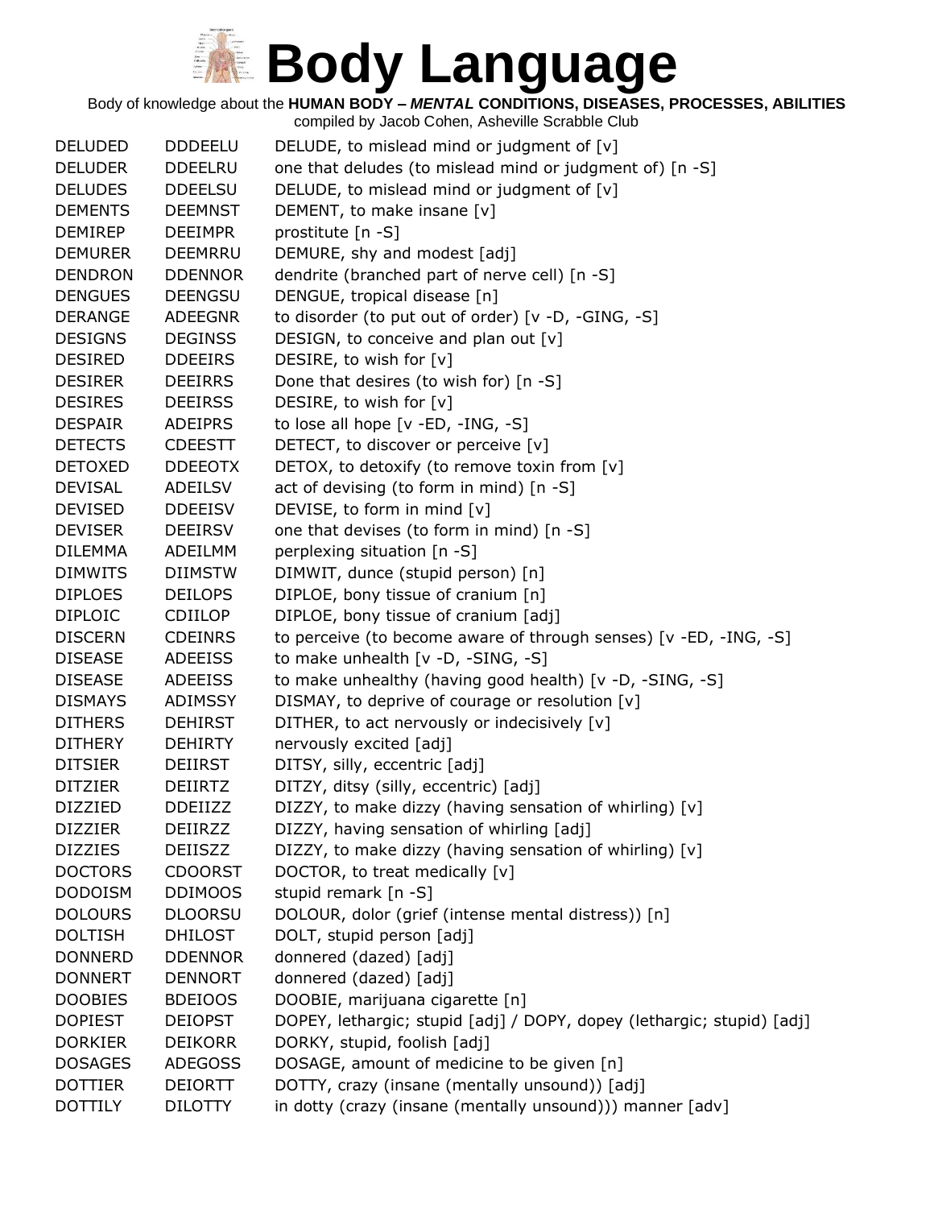# Body Language

Body of knowledge about the **HUMAN BODY – *MENTAL* CONDITIONS, DISEASES, PROCESSES, ABILITIES**

compiled by Jacob Cohen, Asheville Scrabble Club

| | | |
|---|---|---|
| DELUDED | DDDEELU | DELUDE, to mislead mind or judgment of [v] |
| DELUDER | DDEELRU | one that deludes (to mislead mind or judgment of) [n -S] |
| DELUDES | DDEELSU | DELUDE, to mislead mind or judgment of [v] |
| DEMENTS | DEEMNST | DEMENT, to make insane [v] |
| DEMIREP | DEEIMPR | prostitute [n -S] |
| DEMURER | DEEMRRU | DEMURE, shy and modest [adj] |
| DENDRON | DDENNOR | dendrite (branched part of nerve cell) [n -S] |
| DENGUES | DEENGSU | DENGUE, tropical disease [n] |
| DERANGE | ADEEGNR | to disorder (to put out of order) [v -D, -GING, -S] |
| DESIGNS | DEGINSS | DESIGN, to conceive and plan out [v] |
| DESIRED | DDEEIRS | DESIRE, to wish for [v] |
| DESIRER | DEEIRRS | Done that desires (to wish for) [n -S] |
| DESIRES | DEEIRSS | DESIRE, to wish for [v] |
| DESPAIR | ADEIPRS | to lose all hope [v -ED, -ING, -S] |
| DETECTS | CDEESTT | DETECT, to discover or perceive [v] |
| DETOXED | DDEEOTX | DETOX, to detoxify (to remove toxin from [v] |
| DEVISAL | ADEILSV | act of devising (to form in mind) [n -S] |
| DEVISED | DDEEISV | DEVISE, to form in mind [v] |
| DEVISER | DEEIRSV | one that devises (to form in mind) [n -S] |
| DILEMMA | ADEILMM | perplexing situation [n -S] |
| DIMWITS | DIIMSTW | DIMWIT, dunce (stupid person) [n] |
| DIPLOES | DEILOPS | DIPLOE, bony tissue of cranium [n] |
| DIPLOIC | CDIILOP | DIPLOE, bony tissue of cranium [adj] |
| DISCERN | CDEINRS | to perceive (to become aware of through senses) [v -ED, -ING, -S] |
| DISEASE | ADEEISS | to make unhealth [v -D, -SING, -S] |
| DISEASE | ADEEISS | to make unhealthy (having good health) [v -D, -SING, -S] |
| DISMAYS | ADIMSSY | DISMAY, to deprive of courage or resolution [v] |
| DITHERS | DEHIRST | DITHER, to act nervously or indecisively [v] |
| DITHERY | DEHIRTY | nervously excited [adj] |
| DITSIER | DEIIRST | DITSY, silly, eccentric [adj] |
| DITZIER | DEIIRTZ | DITZY, ditsy (silly, eccentric) [adj] |
| DIZZIED | DDEIIZZ | DIZZY, to make dizzy (having sensation of whirling) [v] |
| DIZZIER | DEIIRZZ | DIZZY, having sensation of whirling [adj] |
| DIZZIES | DEIISZZ | DIZZY, to make dizzy (having sensation of whirling) [v] |
| DOCTORS | CDOORST | DOCTOR, to treat medically [v] |
| DODOISM | DDIMOOS | stupid remark [n -S] |
| DOLOURS | DLOORSU | DOLOUR, dolor (grief (intense mental distress)) [n] |
| DOLTISH | DHILOST | DOLT, stupid person [adj] |
| DONNERD | DDENNOR | donnered (dazed) [adj] |
| DONNERT | DENNORT | donnered (dazed) [adj] |
| DOOBIES | BDEIOOS | DOOBIE, marijuana cigarette [n] |
| DOPIEST | DEIOPST | DOPEY, lethargic; stupid [adj] / DOPY, dopey (lethargic; stupid) [adj] |
| DORKIER | DEIKORR | DORKY, stupid, foolish [adj] |
| DOSAGES | ADEGOSS | DOSAGE, amount of medicine to be given [n] |
| DOTTIER | DEIORTT | DOTTY, crazy (insane (mentally unsound)) [adj] |
| DOTTILY | DILOTTY | in dotty (crazy (insane (mentally unsound))) manner [adv] |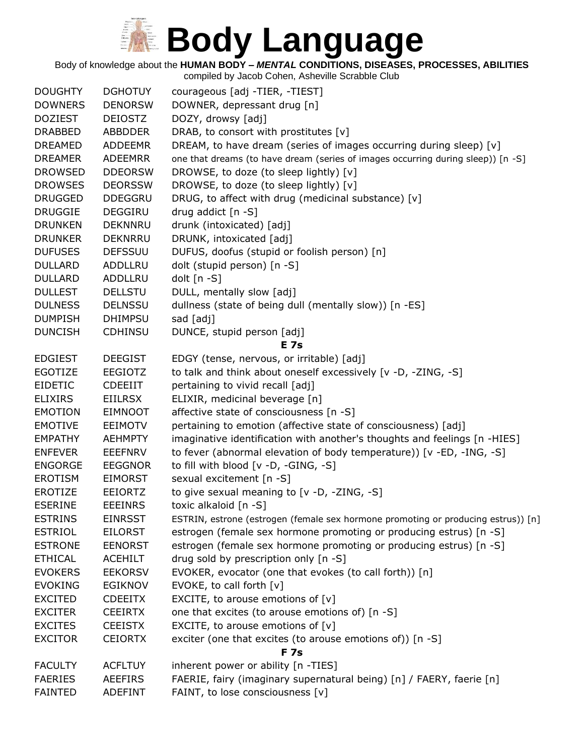# Body Language

Body of knowledge about the **HUMAN BODY – *MENTAL* CONDITIONS, DISEASES, PROCESSES, ABILITIES**
compiled by Jacob Cohen, Asheville Scrabble Club

| | | |
|---|---|---|
| DOUGHTY | DGHOTUY | courageous [adj -TIER, -TIEST] |
| DOWNERS | DENORSW | DOWNER, depressant drug [n] |
| DOZIEST | DEIOSTZ | DOZY, drowsy [adj] |
| DRABBED | ABBDDER | DRAB, to consort with prostitutes [v] |
| DREAMED | ADDEEMR | DREAM, to have dream (series of images occurring during sleep) [v] |
| DREAMER | ADEEMRR | one that dreams (to have dream (series of images occurring during sleep)) [n -S] |
| DROWSED | DDEORSW | DROWSE, to doze (to sleep lightly) [v] |
| DROWSES | DEORSSW | DROWSE, to doze (to sleep lightly) [v] |
| DRUGGED | DDEGGRU | DRUG, to affect with drug (medicinal substance) [v] |
| DRUGGIE | DEGGIRU | drug addict [n -S] |
| DRUNKEN | DEKNNRU | drunk (intoxicated) [adj] |
| DRUNKER | DEKNRRU | DRUNK, intoxicated [adj] |
| DUFUSES | DEFSSUU | DUFUS, doofus (stupid or foolish person) [n] |
| DULLARD | ADDLLRU | dolt (stupid person) [n -S] |
| DULLARD | ADDLLRU | dolt [n -S] |
| DULLEST | DELLSTU | DULL, mentally slow [adj] |
| DULNESS | DELNSSU | dullness (state of being dull (mentally slow)) [n -ES] |
| DUMPISH | DHIMPSU | sad [adj] |
| DUNCISH | CDHINSU | DUNCE, stupid person [adj] |
| | | **E 7s** |
| EDGIEST | DEEGIST | EDGY (tense, nervous, or irritable) [adj] |
| EGOTIZE | EEGIOTZ | to talk and think about oneself excessively [v -D, -ZING, -S] |
| EIDETIC | CDEEIIT | pertaining to vivid recall [adj] |
| ELIXIRS | EIILRSX | ELIXIR, medicinal beverage [n] |
| EMOTION | EIMNOOT | affective state of consciousness [n -S] |
| EMOTIVE | EEIMOTV | pertaining to emotion (affective state of consciousness) [adj] |
| EMPATHY | AEHMPTY | imaginative identification with another's thoughts and feelings [n -HIES] |
| ENFEVER | EEEFNRV | to fever (abnormal elevation of body temperature)) [v -ED, -ING, -S] |
| ENGORGE | EEGGNOR | to fill with blood [v -D, -GING, -S] |
| EROTISM | EIMORST | sexual excitement [n -S] |
| EROTIZE | EEIORTZ | to give sexual meaning to [v -D, -ZING, -S] |
| ESERINE | EEEINRS | toxic alkaloid [n -S] |
| ESTRINS | EINRSST | ESTRIN, estrone (estrogen (female sex hormone promoting or producing estrus)) [n] |
| ESTRIOL | EILORST | estrogen (female sex hormone promoting or producing estrus) [n -S] |
| ESTRONE | EENORST | estrogen (female sex hormone promoting or producing estrus) [n -S] |
| ETHICAL | ACEHILT | drug sold by prescription only [n -S] |
| EVOKERS | EEKORSV | EVOKER, evocator (one that evokes (to call forth)) [n] |
| EVOKING | EGIKNOV | EVOKE, to call forth [v] |
| EXCITED | CDEEITX | EXCITE, to arouse emotions of [v] |
| EXCITER | CEEIRTX | one that excites (to arouse emotions of) [n -S] |
| EXCITES | CEEISTX | EXCITE, to arouse emotions of [v] |
| EXCITOR | CEIORTX | exciter (one that excites (to arouse emotions of)) [n -S] |
| | | **F 7s** |
| FACULTY | ACFLTUY | inherent power or ability [n -TIES] |
| FAERIES | AEEFIRS | FAERIE, fairy (imaginary supernatural being) [n] / FAERY, faerie [n] |
| FAINTED | ADEFINT | FAINT, to lose consciousness [v] |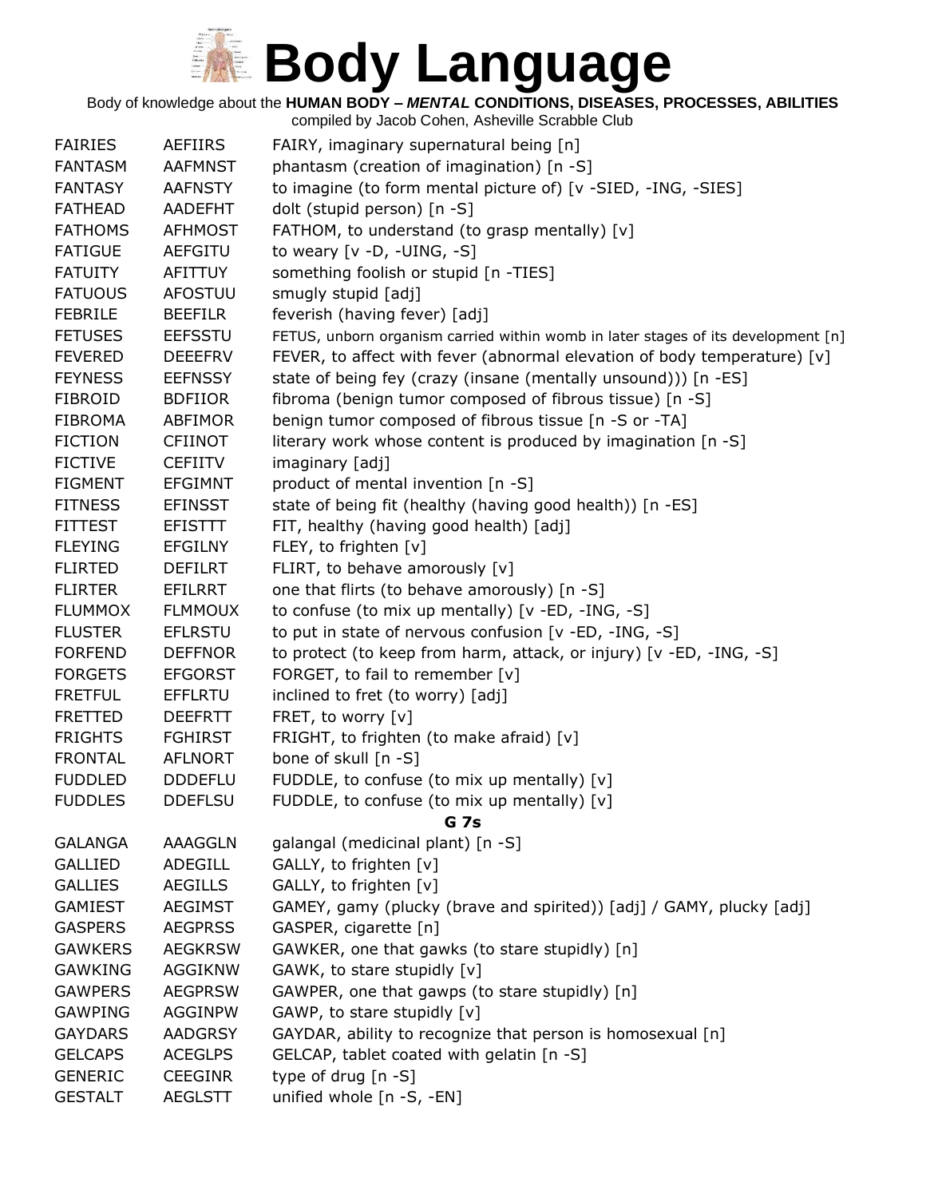# Body Language

Body of knowledge about the **HUMAN BODY – *MENTAL* CONDITIONS, DISEASES, PROCESSES, ABILITIES**

compiled by Jacob Cohen, Asheville Scrabble Club

| | | |
|---|---|---|
| FAIRIES | AEFIIRS | FAIRY, imaginary supernatural being [n] |
| FANTASM | AAFMNST | phantasm (creation of imagination) [n -S] |
| FANTASY | AAFNSTY | to imagine (to form mental picture of) [v -SIED, -ING, -SIES] |
| FATHEAD | AADEFHT | dolt (stupid person) [n -S] |
| FATHOMS | AFHMOST | FATHOM, to understand (to grasp mentally) [v] |
| FATIGUE | AEFGITU | to weary [v -D, -UING, -S] |
| FATUITY | AFITTUY | something foolish or stupid [n -TIES] |
| FATUOUS | AFOSTUU | smugly stupid [adj] |
| FEBRILE | BEEFILR | feverish (having fever) [adj] |
| FETUSES | EEFSSTU | FETUS, unborn organism carried within womb in later stages of its development [n] |
| FEVERED | DEEEFRV | FEVER, to affect with fever (abnormal elevation of body temperature) [v] |
| FEYNESS | EEFNSSY | state of being fey (crazy (insane (mentally unsound))) [n -ES] |
| FIBROID | BDFIIOR | fibroma (benign tumor composed of fibrous tissue) [n -S] |
| FIBROMA | ABFIMOR | benign tumor composed of fibrous tissue [n -S or -TA] |
| FICTION | CFIINOT | literary work whose content is produced by imagination [n -S] |
| FICTIVE | CEFIITV | imaginary [adj] |
| FIGMENT | EFGIMNT | product of mental invention [n -S] |
| FITNESS | EFINSST | state of being fit (healthy (having good health)) [n -ES] |
| FITTEST | EFISTTT | FIT, healthy (having good health) [adj] |
| FLEYING | EFGILNY | FLEY, to frighten [v] |
| FLIRTED | DEFILRT | FLIRT, to behave amorously [v] |
| FLIRTER | EFILRRT | one that flirts (to behave amorously) [n -S] |
| FLUMMOX | FLMMOUX | to confuse (to mix up mentally) [v -ED, -ING, -S] |
| FLUSTER | EFLRSTU | to put in state of nervous confusion [v -ED, -ING, -S] |
| FORFEND | DEFFNOR | to protect (to keep from harm, attack, or injury) [v -ED, -ING, -S] |
| FORGETS | EFGORST | FORGET, to fail to remember [v] |
| FRETFUL | EFFLRTU | inclined to fret (to worry) [adj] |
| FRETTED | DEEFRTT | FRET, to worry [v] |
| FRIGHTS | FGHIRST | FRIGHT, to frighten (to make afraid) [v] |
| FRONTAL | AFLNORT | bone of skull [n -S] |
| FUDDLED | DDDEFLU | FUDDLE, to confuse (to mix up mentally) [v] |
| FUDDLES | DDEFLSU | FUDDLE, to confuse (to mix up mentally) [v] |

**G 7s**

| | | |
|---|---|---|
| GALANGA | AAAGGLN | galangal (medicinal plant) [n -S] |
| GALLIED | ADEGILL | GALLY, to frighten [v] |
| GALLIES | AEGILLS | GALLY, to frighten [v] |
| GAMIEST | AEGIMST | GAMEY, gamy (plucky (brave and spirited)) [adj] / GAMY, plucky [adj] |
| GASPERS | AEGPRSS | GASPER, cigarette [n] |
| GAWKERS | AEGKRSW | GAWKER, one that gawks (to stare stupidly) [n] |
| GAWKING | AGGIKNW | GAWK, to stare stupidly [v] |
| GAWPERS | AEGPRSW | GAWPER, one that gawps (to stare stupidly) [n] |
| GAWPING | AGGINPW | GAWP, to stare stupidly [v] |
| GAYDARS | AADGRSY | GAYDAR, ability to recognize that person is homosexual [n] |
| GELCAPS | ACEGLPS | GELCAP, tablet coated with gelatin [n -S] |
| GENERIC | CEEGINR | type of drug [n -S] |
| GESTALT | AEGLSTT | unified whole [n -S, -EN] |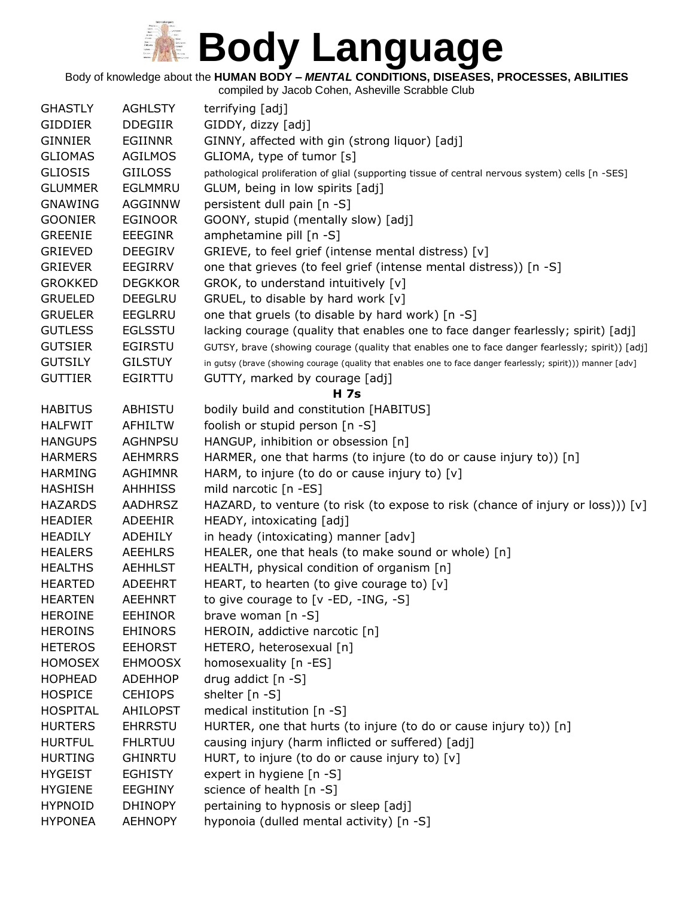# Body Language

Body of knowledge about the **HUMAN BODY – *MENTAL* CONDITIONS, DISEASES, PROCESSES, ABILITIES**

compiled by Jacob Cohen, Asheville Scrabble Club

| | | |
|---|---|---|
| GHASTLY | AGHLSTY | terrifying [adj] |
| GIDDIER | DDEGIIR | GIDDY, dizzy [adj] |
| GINNIER | EGIINNR | GINNY, affected with gin (strong liquor) [adj] |
| GLIOMAS | AGILMOS | GLIOMA, type of tumor [s] |
| GLIOSIS | GIILOSS | pathological proliferation of glial (supporting tissue of central nervous system) cells [n -SES] |
| GLUMMER | EGLMMRU | GLUM, being in low spirits [adj] |
| GNAWING | AGGINNW | persistent dull pain [n -S] |
| GOONIER | EGINOOR | GOONY, stupid (mentally slow) [adj] |
| GREENIE | EEEGINR | amphetamine pill [n -S] |
| GRIEVED | DEEGIRV | GRIEVE, to feel grief (intense mental distress) [v] |
| GRIEVER | EEGIRRV | one that grieves (to feel grief (intense mental distress)) [n -S] |
| GROKKED | DEGKKOR | GROK, to understand intuitively [v] |
| GRUELED | DEEGLRU | GRUEL, to disable by hard work [v] |
| GRUELER | EEGLRRU | one that gruels (to disable by hard work) [n -S] |
| GUTLESS | EGLSSTU | lacking courage (quality that enables one to face danger fearlessly; spirit) [adj] |
| GUTSIER | EGIRSTU | GUTSY, brave (showing courage (quality that enables one to face danger fearlessly; spirit)) [adj] |
| GUTSILY | GILSTUY | in gutsy (brave (showing courage (quality that enables one to face danger fearlessly; spirit))) manner [adv] |
| GUTTIER | EGIRTTU | GUTTY, marked by courage [adj] |
| | | **H 7s** |
| HABITUS | ABHISTU | bodily build and constitution [HABITUS] |
| HALFWIT | AFHILTW | foolish or stupid person [n -S] |
| HANGUPS | AGHNPSU | HANGUP, inhibition or obsession [n] |
| HARMERS | AEHMRRS | HARMER, one that harms (to injure (to do or cause injury to)) [n] |
| HARMING | AGHIMNR | HARM, to injure (to do or cause injury to) [v] |
| HASHISH | AHHHISS | mild narcotic [n -ES] |
| HAZARDS | AADHRSZ | HAZARD, to venture (to risk (to expose to risk (chance of injury or loss))) [v] |
| HEADIER | ADEEHIR | HEADY, intoxicating [adj] |
| HEADILY | ADEHILY | in heady (intoxicating) manner [adv] |
| HEALERS | AEEHLRS | HEALER, one that heals (to make sound or whole) [n] |
| HEALTHS | AEHHLST | HEALTH, physical condition of organism [n] |
| HEARTED | ADEEHRT | HEART, to hearten (to give courage to) [v] |
| HEARTEN | AEEHNRT | to give courage to [v -ED, -ING, -S] |
| HEROINE | EEHINOR | brave woman [n -S] |
| HEROINS | EHINORS | HEROIN, addictive narcotic [n] |
| HETEROS | EEHORST | HETERO, heterosexual [n] |
| HOMOSEX | EHMOOSX | homosexuality [n -ES] |
| HOPHEAD | ADEHHOP | drug addict [n -S] |
| HOSPICE | CEHIOPS | shelter [n -S] |
| HOSPITAL | AHILOPST | medical institution [n -S] |
| HURTERS | EHRRSTU | HURTER, one that hurts (to injure (to do or cause injury to)) [n] |
| HURTFUL | FHLRTUU | causing injury (harm inflicted or suffered) [adj] |
| HURTING | GHINRTU | HURT, to injure (to do or cause injury to) [v] |
| HYGEIST | EGHISTY | expert in hygiene [n -S] |
| HYGIENE | EEGHINY | science of health [n -S] |
| HYPNOID | DHINOPY | pertaining to hypnosis or sleep [adj] |
| HYPONEA | AEHNOPY | hyponoia (dulled mental activity) [n -S] |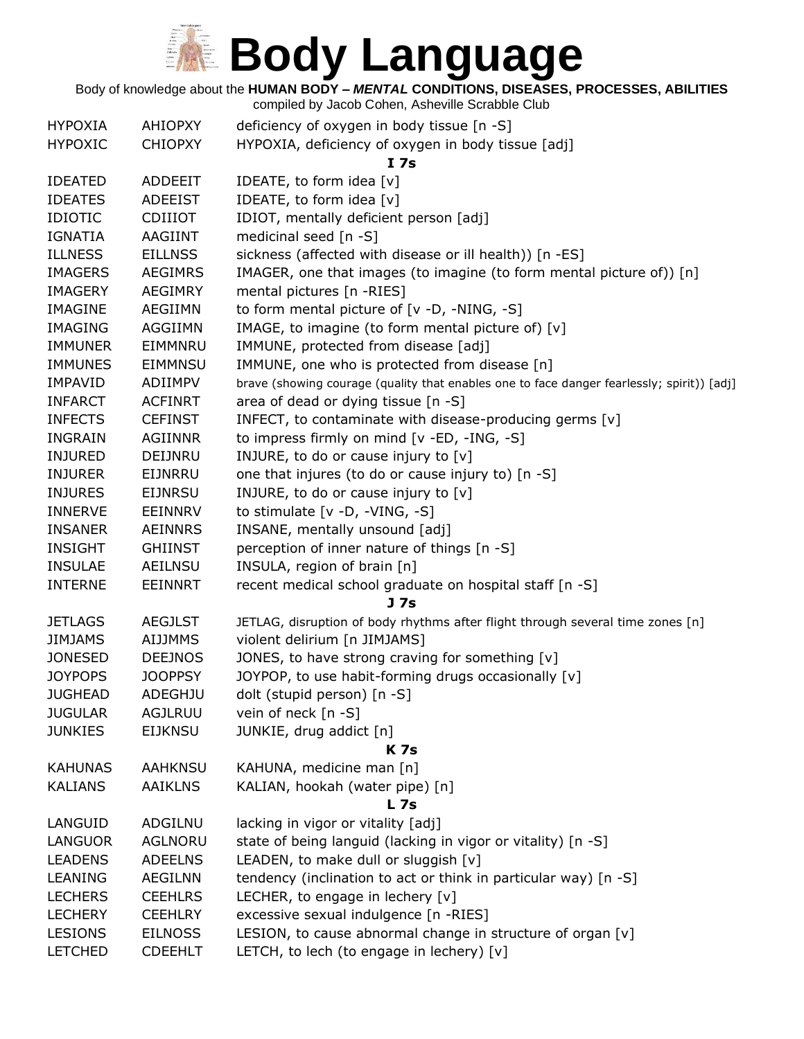# Body Language

Body of knowledge about the **HUMAN BODY – *MENTAL* CONDITIONS, DISEASES, PROCESSES, ABILITIES**

compiled by Jacob Cohen, Asheville Scrabble Club

| | | |
|---|---|---|
| HYPOXIA | AHIOPXY | deficiency of oxygen in body tissue [n -S] |
| HYPOXIC | CHIOPXY | HYPOXIA, deficiency of oxygen in body tissue [adj] |
| | | **I 7s** |
| IDEATED | ADDEEIT | IDEATE, to form idea [v] |
| IDEATES | ADEEIST | IDEATE, to form idea [v] |
| IDIOTIC | CDIIIOT | IDIOT, mentally deficient person [adj] |
| IGNATIA | AAGIINT | medicinal seed [n -S] |
| ILLNESS | EILLNSS | sickness (affected with disease or ill health)) [n -ES] |
| IMAGERS | AEGIMRS | IMAGER, one that images (to imagine (to form mental picture of)) [n] |
| IMAGERY | AEGIMRY | mental pictures [n -RIES] |
| IMAGINE | AEGIIMN | to form mental picture of [v -D, -NING, -S] |
| IMAGING | AGGIIMN | IMAGE, to imagine (to form mental picture of) [v] |
| IMMUNER | EIMMNRU | IMMUNE, protected from disease [adj] |
| IMMUNES | EIMMNSU | IMMUNE, one who is protected from disease [n] |
| IMPAVID | ADIIMPV | brave (showing courage (quality that enables one to face danger fearlessly; spirit)) [adj] |
| INFARCT | ACFINRT | area of dead or dying tissue [n -S] |
| INFECTS | CEFINST | INFECT, to contaminate with disease-producing germs [v] |
| INGRAIN | AGIINNR | to impress firmly on mind [v -ED, -ING, -S] |
| INJURED | DEIJNRU | INJURE, to do or cause injury to [v] |
| INJURER | EIJNRRU | one that injures (to do or cause injury to) [n -S] |
| INJURES | EIJNRSU | INJURE, to do or cause injury to [v] |
| INNERVE | EEINNRV | to stimulate [v -D, -VING, -S] |
| INSANER | AEINNRS | INSANE, mentally unsound [adj] |
| INSIGHT | GHIINST | perception of inner nature of things [n -S] |
| INSULAE | AEILNSU | INSULA, region of brain [n] |
| INTERNE | EEINNRT | recent medical school graduate on hospital staff [n -S] |
| | | **J 7s** |
| JETLAGS | AEGJLST | JETLAG, disruption of body rhythms after flight through several time zones [n] |
| JIMJAMS | AIJJMMS | violent delirium [n JIMJAMS] |
| JONESED | DEEJNOS | JONES, to have strong craving for something [v] |
| JOYPOPS | JOOPPSY | JOYPOP, to use habit-forming drugs occasionally [v] |
| JUGHEAD | ADEGHJU | dolt (stupid person) [n -S] |
| JUGULAR | AGJLRUU | vein of neck [n -S] |
| JUNKIES | EIJKNSU | JUNKIE, drug addict [n] |
| | | **K 7s** |
| KAHUNAS | AAHKNSU | KAHUNA, medicine man [n] |
| KALIANS | AAIKLNS | KALIAN, hookah (water pipe) [n] |
| | | **L 7s** |
| LANGUID | ADGILNU | lacking in vigor or vitality [adj] |
| LANGUOR | AGLNORU | state of being languid (lacking in vigor or vitality) [n -S] |
| LEADENS | ADEELNS | LEADEN, to make dull or sluggish [v] |
| LEANING | AEGILNN | tendency (inclination to act or think in particular way) [n -S] |
| LECHERS | CEEHLRS | LECHER, to engage in lechery [v] |
| LECHERY | CEEHLRY | excessive sexual indulgence [n -RIES] |
| LESIONS | EILNOSS | LESION, to cause abnormal change in structure of organ [v] |
| LETCHED | CDEEHLT | LETCH, to lech (to engage in lechery) [v] |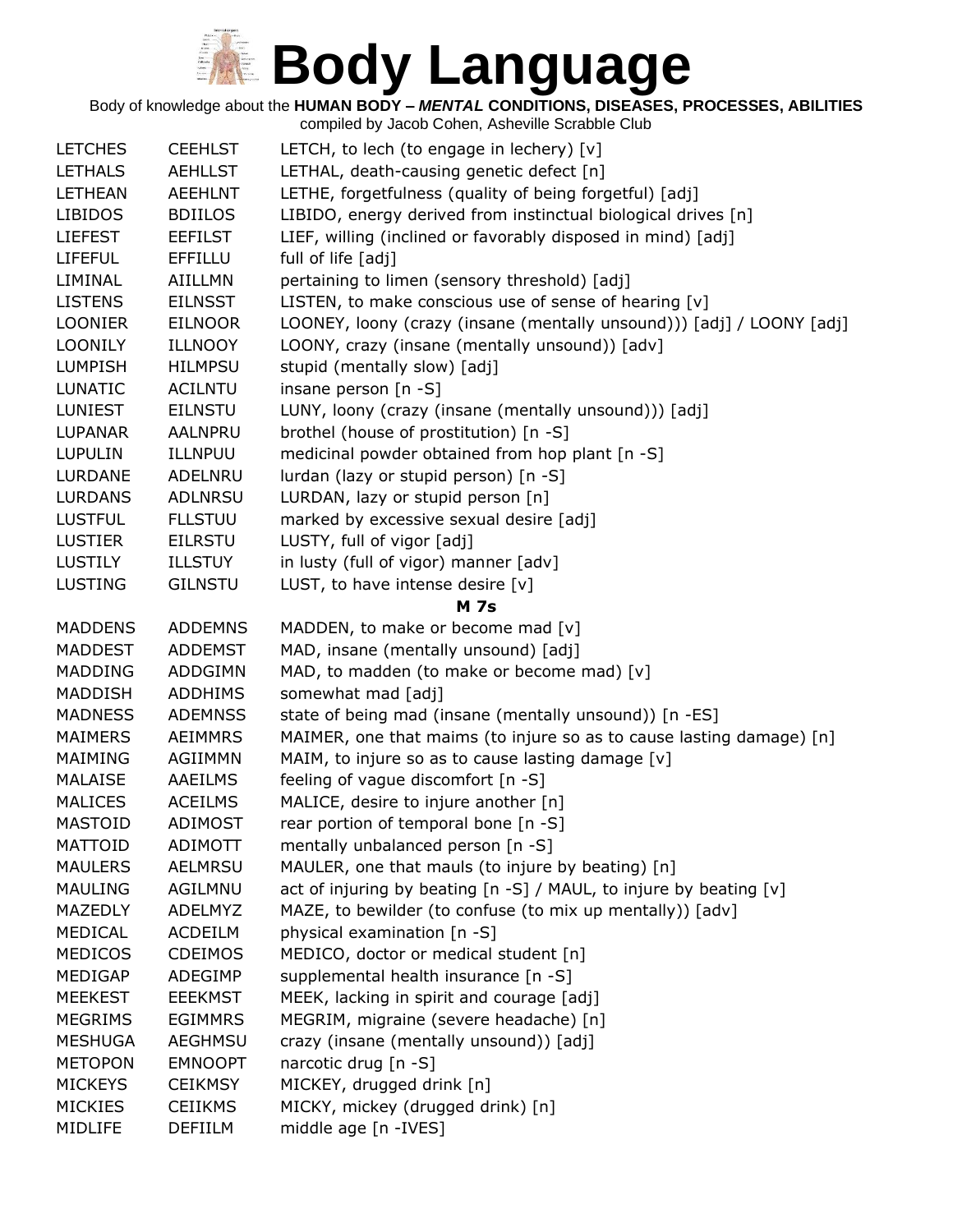# Body Language

Body of knowledge about the **HUMAN BODY – *MENTAL* CONDITIONS, DISEASES, PROCESSES, ABILITIES**

compiled by Jacob Cohen, Asheville Scrabble Club

| | | |
|---|---|---|
| LETCHES | CEEHLST | LETCH, to lech (to engage in lechery) [v] |
| LETHALS | AEHLLST | LETHAL, death-causing genetic defect [n] |
| LETHEAN | AEEHLNT | LETHE, forgetfulness (quality of being forgetful) [adj] |
| LIBIDOS | BDIILOS | LIBIDO, energy derived from instinctual biological drives [n] |
| LIEFEST | EEFILST | LIEF, willing (inclined or favorably disposed in mind) [adj] |
| LIFEFUL | EFFILLU | full of life [adj] |
| LIMINAL | AIILLMN | pertaining to limen (sensory threshold) [adj] |
| LISTENS | EILNSST | LISTEN, to make conscious use of sense of hearing [v] |
| LOONIER | EILNOOR | LOONEY, loony (crazy (insane (mentally unsound))) [adj] / LOONY [adj] |
| LOONILY | ILLNOOY | LOONY, crazy (insane (mentally unsound)) [adv] |
| LUMPISH | HILMPSU | stupid (mentally slow) [adj] |
| LUNATIC | ACILNTU | insane person [n -S] |
| LUNIEST | EILNSTU | LUNY, loony (crazy (insane (mentally unsound))) [adj] |
| LUPANAR | AALNPRU | brothel (house of prostitution) [n -S] |
| LUPULIN | ILLNPUU | medicinal powder obtained from hop plant [n -S] |
| LURDANE | ADELNRU | lurdan (lazy or stupid person) [n -S] |
| LURDANS | ADLNRSU | LURDAN, lazy or stupid person [n] |
| LUSTFUL | FLLSTUU | marked by excessive sexual desire [adj] |
| LUSTIER | EILRSTU | LUSTY, full of vigor [adj] |
| LUSTILY | ILLSTUY | in lusty (full of vigor) manner [adv] |
| LUSTING | GILNSTU | LUST, to have intense desire [v] |

**M 7s**

| | | |
|---|---|---|
| MADDENS | ADDEMNS | MADDEN, to make or become mad [v] |
| MADDEST | ADDEMST | MAD, insane (mentally unsound) [adj] |
| MADDING | ADDGIMN | MAD, to madden (to make or become mad) [v] |
| MADDISH | ADDHIMS | somewhat mad [adj] |
| MADNESS | ADEMNSS | state of being mad (insane (mentally unsound)) [n -ES] |
| MAIMERS | AEIMMRS | MAIMER, one that maims (to injure so as to cause lasting damage) [n] |
| MAIMING | AGIIMMN | MAIM, to injure so as to cause lasting damage [v] |
| MALAISE | AAEILMS | feeling of vague discomfort [n -S] |
| MALICES | ACEILMS | MALICE, desire to injure another [n] |
| MASTOID | ADIMOST | rear portion of temporal bone [n -S] |
| MATTOID | ADIMOTT | mentally unbalanced person [n -S] |
| MAULERS | AELMRSU | MAULER, one that mauls (to injure by beating) [n] |
| MAULING | AGILMNU | act of injuring by beating [n -S] / MAUL, to injure by beating [v] |
| MAZEDLY | ADELMYZ | MAZE, to bewilder (to confuse (to mix up mentally)) [adv] |
| MEDICAL | ACDEILM | physical examination [n -S] |
| MEDICOS | CDEIMOS | MEDICO, doctor or medical student [n] |
| MEDIGAP | ADEGIMP | supplemental health insurance [n -S] |
| MEEKEST | EEEKMST | MEEK, lacking in spirit and courage [adj] |
| MEGRIMS | EGIMMRS | MEGRIM, migraine (severe headache) [n] |
| MESHUGA | AEGHMSU | crazy (insane (mentally unsound)) [adj] |
| METOPON | EMNOOPT | narcotic drug [n -S] |
| MICKEYS | CEIKMSY | MICKEY, drugged drink [n] |
| MICKIES | CEIIKMS | MICKY, mickey (drugged drink) [n] |
| MIDLIFE | DEFIILM | middle age [n -IVES] |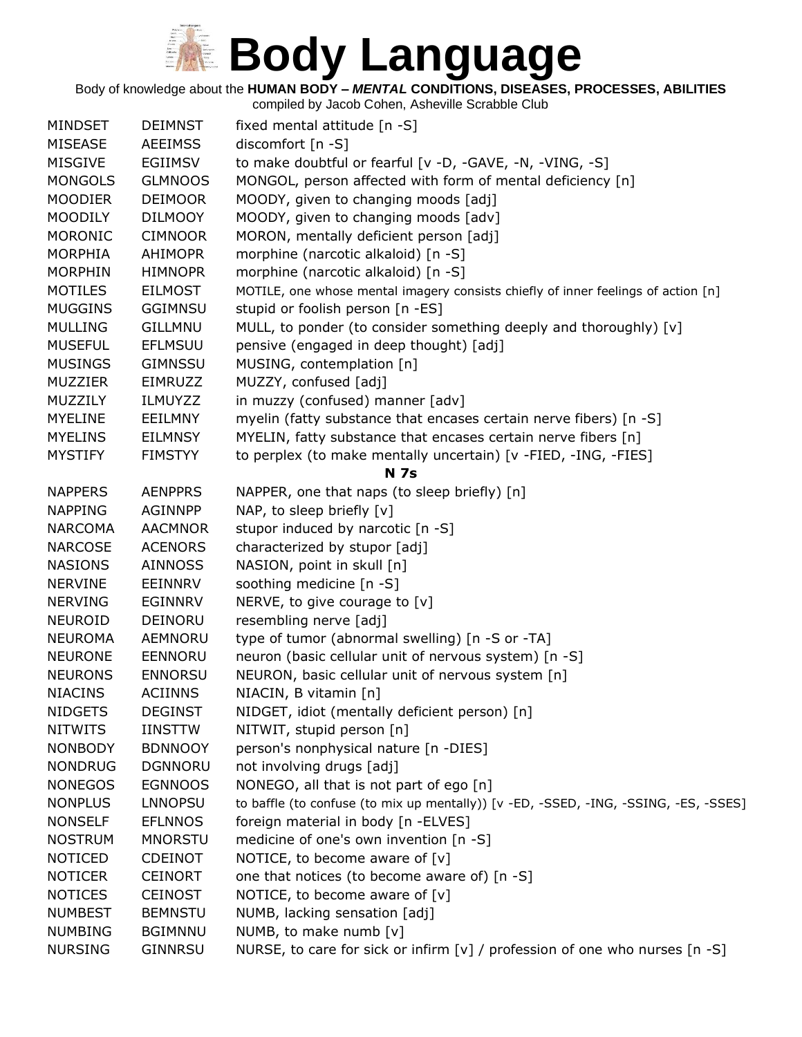# Body Language

Body of knowledge about the **HUMAN BODY – *MENTAL* CONDITIONS, DISEASES, PROCESSES, ABILITIES**
compiled by Jacob Cohen, Asheville Scrabble Club

| | | |
|---|---|---|
| MINDSET | DEIMNST | fixed mental attitude [n -S] |
| MISEASE | AEEIMSS | discomfort [n -S] |
| MISGIVE | EGIIMSV | to make doubtful or fearful [v -D, -GAVE, -N, -VING, -S] |
| MONGOLS | GLMNOOS | MONGOL, person affected with form of mental deficiency [n] |
| MOODIER | DEIMOOR | MOODY, given to changing moods [adj] |
| MOODILY | DILMOOY | MOODY, given to changing moods [adv] |
| MORONIC | CIMNOOR | MORON, mentally deficient person [adj] |
| MORPHIA | AHIMOPR | morphine (narcotic alkaloid) [n -S] |
| MORPHIN | HIMNOPR | morphine (narcotic alkaloid) [n -S] |
| MOTILES | EILMOST | MOTILE, one whose mental imagery consists chiefly of inner feelings of action [n] |
| MUGGINS | GGIMNSU | stupid or foolish person [n -ES] |
| MULLING | GILLMNU | MULL, to ponder (to consider something deeply and thoroughly) [v] |
| MUSEFUL | EFLMSUU | pensive (engaged in deep thought) [adj] |
| MUSINGS | GIMNSSU | MUSING, contemplation [n] |
| MUZZIER | EIMRUZZ | MUZZY, confused [adj] |
| MUZZILY | ILMUYZZ | in muzzy (confused) manner [adv] |
| MYELINE | EEILMNY | myelin (fatty substance that encases certain nerve fibers) [n -S] |
| MYELINS | EILMNSY | MYELIN, fatty substance that encases certain nerve fibers [n] |
| MYSTIFY | FIMSTYY | to perplex (to make mentally uncertain) [v -FIED, -ING, -FIES] |

**N 7s**

| | | |
|---|---|---|
| NAPPERS | AENPPRS | NAPPER, one that naps (to sleep briefly) [n] |
| NAPPING | AGINNPP | NAP, to sleep briefly [v] |
| NARCOMA | AACMNOR | stupor induced by narcotic [n -S] |
| NARCOSE | ACENORS | characterized by stupor [adj] |
| NASIONS | AINNOSS | NASION, point in skull [n] |
| NERVINE | EEINNRV | soothing medicine [n -S] |
| NERVING | EGINNRV | NERVE, to give courage to [v] |
| NEUROID | DEINORU | resembling nerve [adj] |
| NEUROMA | AEMNORU | type of tumor (abnormal swelling) [n -S or -TA] |
| NEURONE | EENNORU | neuron (basic cellular unit of nervous system) [n -S] |
| NEURONS | ENNORSU | NEURON, basic cellular unit of nervous system [n] |
| NIACINS | ACIINNS | NIACIN, B vitamin [n] |
| NIDGETS | DEGINST | NIDGET, idiot (mentally deficient person) [n] |
| NITWITS | IINSTTW | NITWIT, stupid person [n] |
| NONBODY | BDNNOOY | person's nonphysical nature [n -DIES] |
| NONDRUG | DGNNORU | not involving drugs [adj] |
| NONEGOS | EGNNOOS | NONEGO, all that is not part of ego [n] |
| NONPLUS | LNNOPSU | to baffle (to confuse (to mix up mentally)) [v -ED, -SSED, -ING, -SSING, -ES, -SSES] |
| NONSELF | EFLNNOS | foreign material in body [n -ELVES] |
| NOSTRUM | MNORSTU | medicine of one's own invention [n -S] |
| NOTICED | CDEINOT | NOTICE, to become aware of [v] |
| NOTICER | CEINORT | one that notices (to become aware of) [n -S] |
| NOTICES | CEINOST | NOTICE, to become aware of [v] |
| NUMBEST | BEMNSTU | NUMB, lacking sensation [adj] |
| NUMBING | BGIMNNU | NUMB, to make numb [v] |
| NURSING | GINNRSU | NURSE, to care for sick or infirm [v] / profession of one who nurses [n -S] |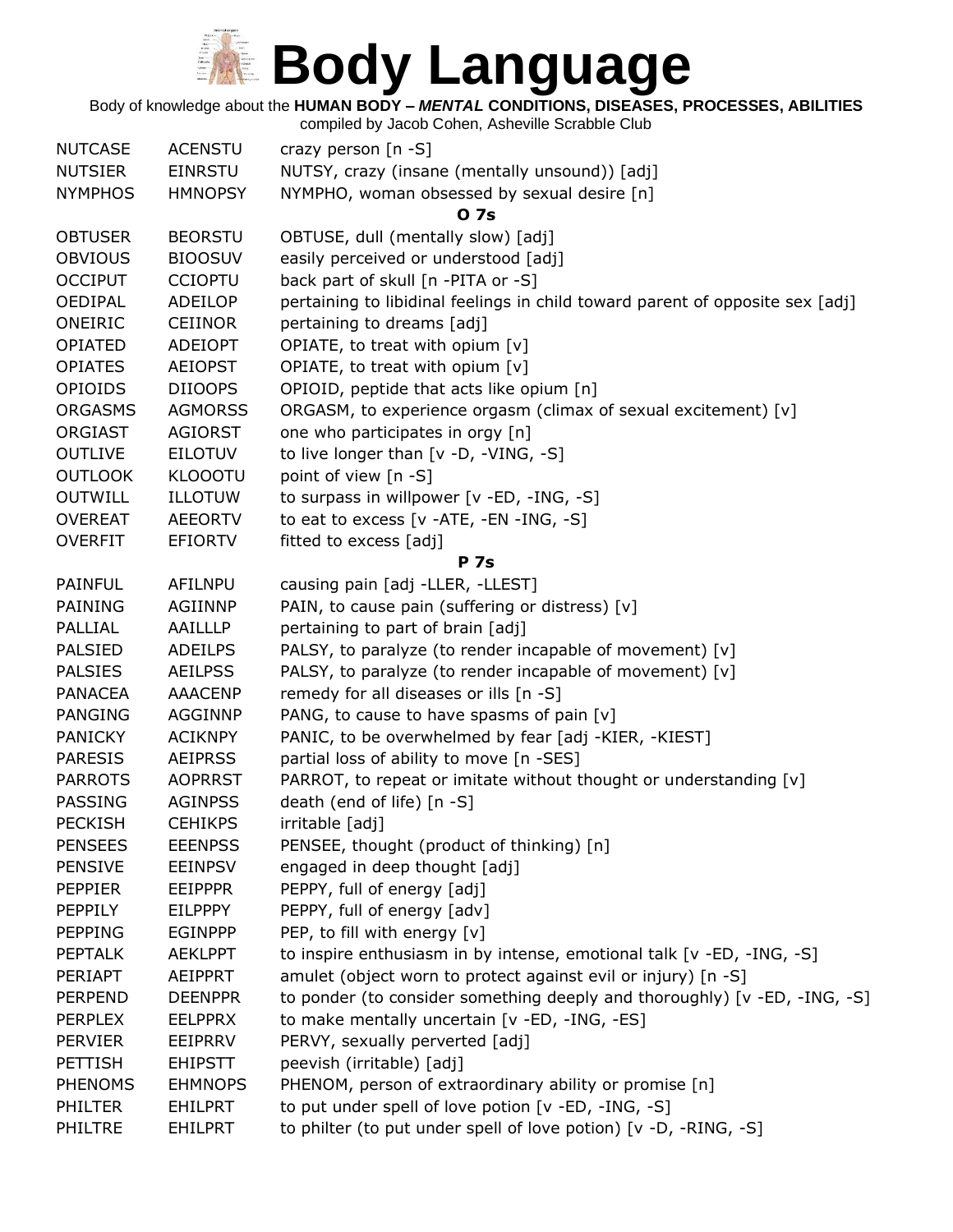# Body Language

Body of knowledge about the **HUMAN BODY – *MENTAL* CONDITIONS, DISEASES, PROCESSES, ABILITIES**

compiled by Jacob Cohen, Asheville Scrabble Club

| | | |
|---|---|---|
| NUTCASE | ACENSTU | crazy person [n -S] |
| NUTSIER | EINRSTU | NUTSY, crazy (insane (mentally unsound)) [adj] |
| NYMPHOS | HMNOPSY | NYMPHO, woman obsessed by sexual desire [n] |
| | | **O 7s** |
| OBTUSER | BEORSTU | OBTUSE, dull (mentally slow) [adj] |
| OBVIOUS | BIOOSUV | easily perceived or understood [adj] |
| OCCIPUT | CCIOPTU | back part of skull [n -PITA or -S] |
| OEDIPAL | ADEILOP | pertaining to libidinal feelings in child toward parent of opposite sex [adj] |
| ONEIRIC | CEIINOR | pertaining to dreams [adj] |
| OPIATED | ADEIOPT | OPIATE, to treat with opium [v] |
| OPIATES | AEIOPST | OPIATE, to treat with opium [v] |
| OPIOIDS | DIIOOPS | OPIOID, peptide that acts like opium [n] |
| ORGASMS | AGMORSS | ORGASM, to experience orgasm (climax of sexual excitement) [v] |
| ORGIAST | AGIORST | one who participates in orgy [n] |
| OUTLIVE | EILOTUV | to live longer than [v -D, -VING, -S] |
| OUTLOOK | KLOOOTU | point of view [n -S] |
| OUTWILL | ILLOTUW | to surpass in willpower [v -ED, -ING, -S] |
| OVEREAT | AEEORTV | to eat to excess [v -ATE, -EN -ING, -S] |
| OVERFIT | EFIORTV | fitted to excess [adj] |
| | | **P 7s** |
| PAINFUL | AFILNPU | causing pain [adj -LLER, -LLEST] |
| PAINING | AGIINNP | PAIN, to cause pain (suffering or distress) [v] |
| PALLIAL | AAILLLP | pertaining to part of brain [adj] |
| PALSIED | ADEILPS | PALSY, to paralyze (to render incapable of movement) [v] |
| PALSIES | AEILPSS | PALSY, to paralyze (to render incapable of movement) [v] |
| PANACEA | AAACENP | remedy for all diseases or ills [n -S] |
| PANGING | AGGINNP | PANG, to cause to have spasms of pain [v] |
| PANICKY | ACIKNPY | PANIC, to be overwhelmed by fear [adj -KIER, -KIEST] |
| PARESIS | AEIPRSS | partial loss of ability to move [n -SES] |
| PARROTS | AOPRRST | PARROT, to repeat or imitate without thought or understanding [v] |
| PASSING | AGINPSS | death (end of life) [n -S] |
| PECKISH | CEHIKPS | irritable [adj] |
| PENSEES | EEENPSS | PENSEE, thought (product of thinking) [n] |
| PENSIVE | EEINPSV | engaged in deep thought [adj] |
| PEPPIER | EEIPPPR | PEPPY, full of energy [adj] |
| PEPPILY | EILPPPY | PEPPY, full of energy [adv] |
| PEPPING | EGINPPP | PEP, to fill with energy [v] |
| PEPTALK | AEKLPPT | to inspire enthusiasm in by intense, emotional talk [v -ED, -ING, -S] |
| PERIAPT | AEIPPRT | amulet (object worn to protect against evil or injury) [n -S] |
| PERPEND | DEENPPR | to ponder (to consider something deeply and thoroughly) [v -ED, -ING, -S] |
| PERPLEX | EELPPRX | to make mentally uncertain [v -ED, -ING, -ES] |
| PERVIER | EEIPRRV | PERVY, sexually perverted [adj] |
| PETTISH | EHIPSTT | peevish (irritable) [adj] |
| PHENOMS | EHMNOPS | PHENOM, person of extraordinary ability or promise [n] |
| PHILTER | EHILPRT | to put under spell of love potion [v -ED, -ING, -S] |
| PHILTRE | EHILPRT | to philter (to put under spell of love potion) [v -D, -RING, -S] |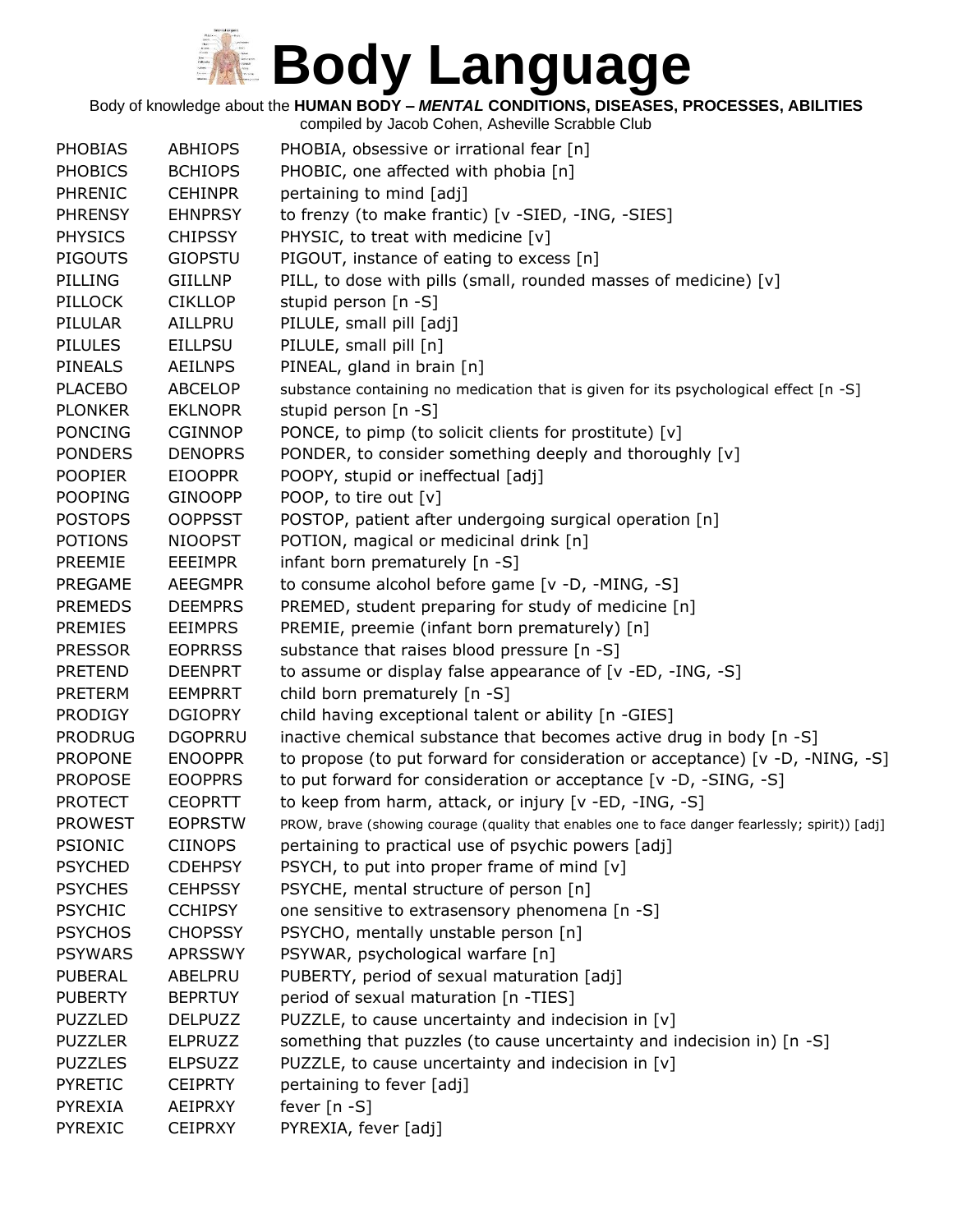# Body Language

Body of knowledge about the **HUMAN BODY – *MENTAL* CONDITIONS, DISEASES, PROCESSES, ABILITIES**

compiled by Jacob Cohen, Asheville Scrabble Club

| | | |
|---|---|---|
| PHOBIAS | ABHIOPS | PHOBIA, obsessive or irrational fear [n] |
| PHOBICS | BCHIOPS | PHOBIC, one affected with phobia [n] |
| PHRENIC | CEHINPR | pertaining to mind [adj] |
| PHRENSY | EHNPRSY | to frenzy (to make frantic) [v -SIED, -ING, -SIES] |
| PHYSICS | CHIPSSY | PHYSIC, to treat with medicine [v] |
| PIGOUTS | GIOPSTU | PIGOUT, instance of eating to excess [n] |
| PILLING | GIILLNP | PILL, to dose with pills (small, rounded masses of medicine) [v] |
| PILLOCK | CIKLLOP | stupid person [n -S] |
| PILULAR | AILLPRU | PILULE, small pill [adj] |
| PILULES | EILLPSU | PILULE, small pill [n] |
| PINEALS | AEILNPS | PINEAL, gland in brain [n] |
| PLACEBO | ABCELOP | substance containing no medication that is given for its psychological effect [n -S] |
| PLONKER | EKLNOPR | stupid person [n -S] |
| PONCING | CGINNOP | PONCE, to pimp (to solicit clients for prostitute) [v] |
| PONDERS | DENOPRS | PONDER, to consider something deeply and thoroughly [v] |
| POOPIER | EIOOPPR | POOPY, stupid or ineffectual [adj] |
| POOPING | GINOOPP | POOP, to tire out [v] |
| POSTOPS | OOPPSST | POSTOP, patient after undergoing surgical operation [n] |
| POTIONS | NIOOPST | POTION, magical or medicinal drink [n] |
| PREEMIE | EEEIMPR | infant born prematurely [n -S] |
| PREGAME | AEEGMPR | to consume alcohol before game [v -D, -MING, -S] |
| PREMEDS | DEEMPRS | PREMED, student preparing for study of medicine [n] |
| PREMIES | EEIMPRS | PREMIE, preemie (infant born prematurely) [n] |
| PRESSOR | EOPRRSS | substance that raises blood pressure [n -S] |
| PRETEND | DEENPRT | to assume or display false appearance of [v -ED, -ING, -S] |
| PRETERM | EEMPRRT | child born prematurely [n -S] |
| PRODIGY | DGIOPRY | child having exceptional talent or ability [n -GIES] |
| PRODRUG | DGOPRRU | inactive chemical substance that becomes active drug in body [n -S] |
| PROPONE | ENOOPPR | to propose (to put forward for consideration or acceptance) [v -D, -NING, -S] |
| PROPOSE | EOOPPRS | to put forward for consideration or acceptance [v -D, -SING, -S] |
| PROTECT | CEOPRTT | to keep from harm, attack, or injury [v -ED, -ING, -S] |
| PROWEST | EOPRSTW | PROW, brave (showing courage (quality that enables one to face danger fearlessly; spirit)) [adj] |
| PSIONIC | CIINOPS | pertaining to practical use of psychic powers [adj] |
| PSYCHED | CDEHPSY | PSYCH, to put into proper frame of mind [v] |
| PSYCHES | CEHPSSY | PSYCHE, mental structure of person [n] |
| PSYCHIC | CCHIPSY | one sensitive to extrasensory phenomena [n -S] |
| PSYCHOS | CHOPSSY | PSYCHO, mentally unstable person [n] |
| PSYWARS | APRSSWY | PSYWAR, psychological warfare [n] |
| PUBERAL | ABELPRU | PUBERTY, period of sexual maturation [adj] |
| PUBERTY | BEPRTUY | period of sexual maturation [n -TIES] |
| PUZZLED | DELPUZZ | PUZZLE, to cause uncertainty and indecision in [v] |
| PUZZLER | ELPRUZZ | something that puzzles (to cause uncertainty and indecision in) [n -S] |
| PUZZLES | ELPSUZZ | PUZZLE, to cause uncertainty and indecision in [v] |
| PYRETIC | CEIPRTY | pertaining to fever [adj] |
| PYREXIA | AEIPRXY | fever [n -S] |
| PYREXIC | CEIPRXY | PYREXIA, fever [adj] |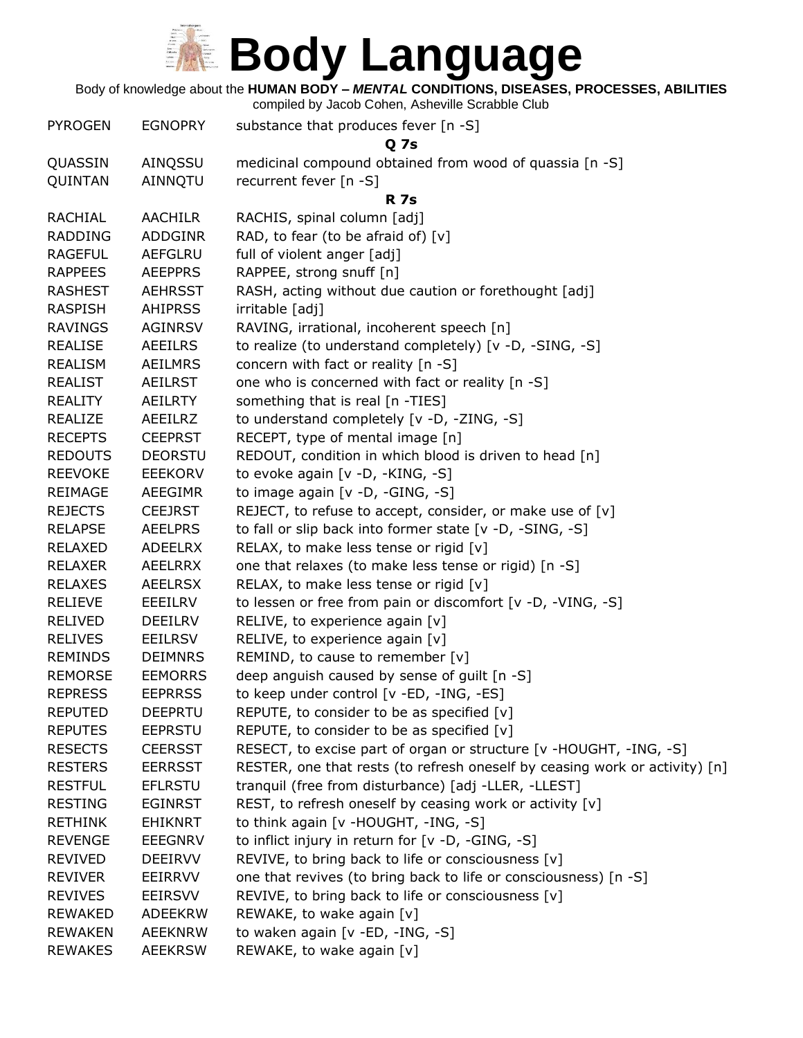# Body Language

Body of knowledge about the **HUMAN BODY – *MENTAL* CONDITIONS, DISEASES, PROCESSES, ABILITIES**
compiled by Jacob Cohen, Asheville Scrabble Club

| | | |
|---|---|---|
| PYROGEN | EGNOPRY | substance that produces fever [n -S] |
| | | **Q 7s** |
| QUASSIN | AINQSSU | medicinal compound obtained from wood of quassia [n -S] |
| QUINTAN | AINNQTU | recurrent fever [n -S] |
| | | **R 7s** |
| RACHIAL | AACHILR | RACHIS, spinal column [adj] |
| RADDING | ADDGINR | RAD, to fear (to be afraid of) [v] |
| RAGEFUL | AEFGLRU | full of violent anger [adj] |
| RAPPEES | AEEPPRS | RAPPEE, strong snuff [n] |
| RASHEST | AEHRSST | RASH, acting without due caution or forethought [adj] |
| RASPISH | AHIPRSS | irritable [adj] |
| RAVINGS | AGINRSV | RAVING, irrational, incoherent speech [n] |
| REALISE | AEEILRS | to realize (to understand completely) [v -D, -SING, -S] |
| REALISM | AEILMRS | concern with fact or reality [n -S] |
| REALIST | AEILRST | one who is concerned with fact or reality [n -S] |
| REALITY | AEILRTY | something that is real [n -TIES] |
| REALIZE | AEEILRZ | to understand completely [v -D, -ZING, -S] |
| RECEPTS | CEEPRST | RECEPT, type of mental image [n] |
| REDOUTS | DEORSTU | REDOUT, condition in which blood is driven to head [n] |
| REEVOKE | EEEKORV | to evoke again [v -D, -KING, -S] |
| REIMAGE | AEEGIMR | to image again [v -D, -GING, -S] |
| REJECTS | CEEJRST | REJECT, to refuse to accept, consider, or make use of [v] |
| RELAPSE | AEELPRS | to fall or slip back into former state [v -D, -SING, -S] |
| RELAXED | ADEELRX | RELAX, to make less tense or rigid [v] |
| RELAXER | AEELRRX | one that relaxes (to make less tense or rigid) [n -S] |
| RELAXES | AEELRSX | RELAX, to make less tense or rigid [v] |
| RELIEVE | EEEILRV | to lessen or free from pain or discomfort [v -D, -VING, -S] |
| RELIVED | DEEILRV | RELIVE, to experience again [v] |
| RELIVES | EEILRSV | RELIVE, to experience again [v] |
| REMINDS | DEIMNRS | REMIND, to cause to remember [v] |
| REMORSE | EEMORRS | deep anguish caused by sense of guilt [n -S] |
| REPRESS | EEPRRSS | to keep under control [v -ED, -ING, -ES] |
| REPUTED | DEEPRTU | REPUTE, to consider to be as specified [v] |
| REPUTES | EEPRSTU | REPUTE, to consider to be as specified [v] |
| RESECTS | CEERSST | RESECT, to excise part of organ or structure [v -HOUGHT, -ING, -S] |
| RESTERS | EERRSST | RESTER, one that rests (to refresh oneself by ceasing work or activity) [n] |
| RESTFUL | EFLRSTU | tranquil (free from disturbance) [adj -LLER, -LLEST] |
| RESTING | EGINRST | REST, to refresh oneself by ceasing work or activity [v] |
| RETHINK | EHIKNRT | to think again [v -HOUGHT, -ING, -S] |
| REVENGE | EEEGNRV | to inflict injury in return for [v -D, -GING, -S] |
| REVIVED | DEEIRVV | REVIVE, to bring back to life or consciousness [v] |
| REVIVER | EEIRRVV | one that revives (to bring back to life or consciousness) [n -S] |
| REVIVES | EEIRSVV | REVIVE, to bring back to life or consciousness [v] |
| REWAKED | ADEEKRW | REWAKE, to wake again [v] |
| REWAKEN | AEEKNRW | to waken again [v -ED, -ING, -S] |
| REWAKES | AEEKRSW | REWAKE, to wake again [v] |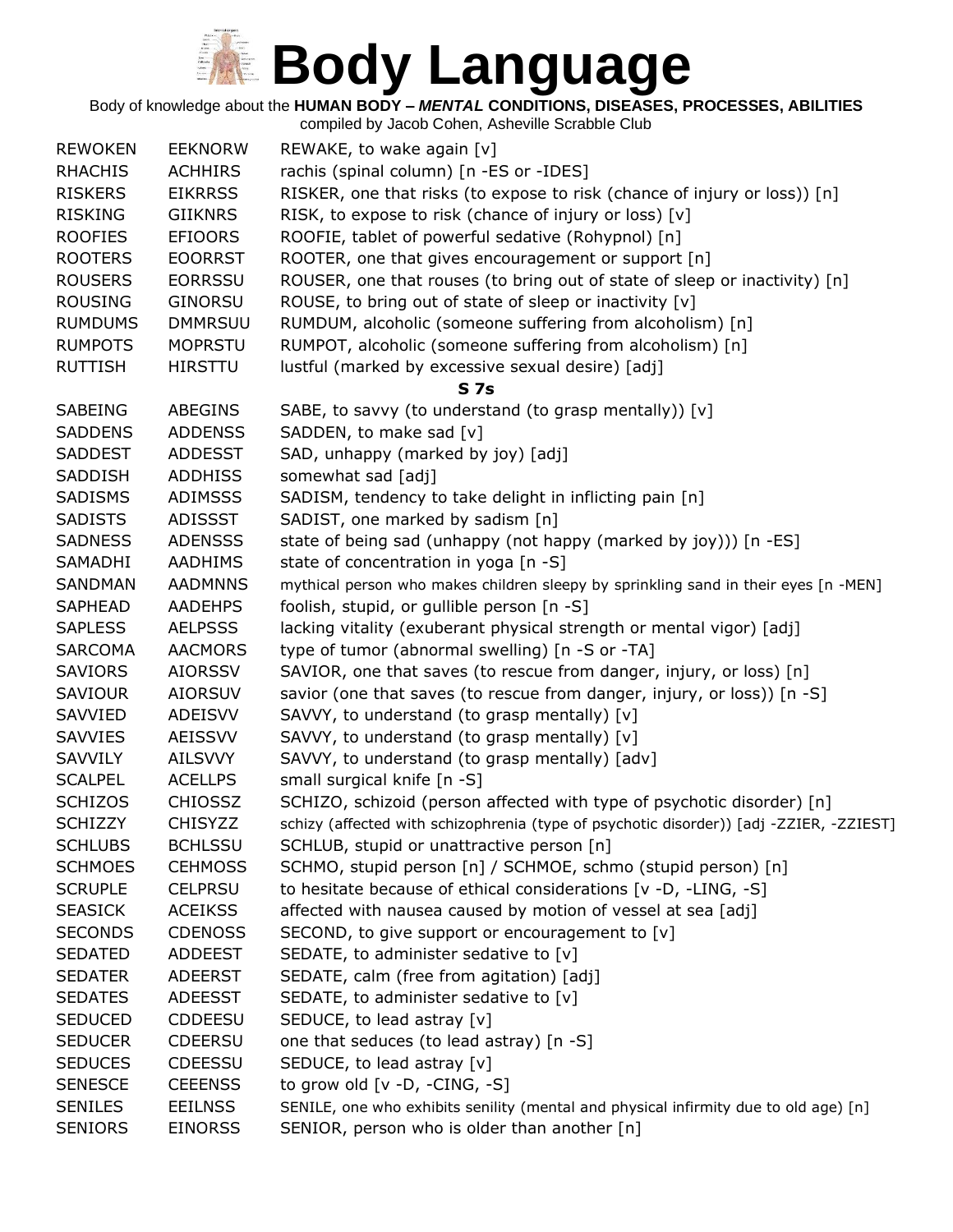# Body Language

Body of knowledge about the **HUMAN BODY – *MENTAL* CONDITIONS, DISEASES, PROCESSES, ABILITIES**

compiled by Jacob Cohen, Asheville Scrabble Club

| | | |
|---|---|---|
| REWOKEN | EEKNORW | REWAKE, to wake again [v] |
| RHACHIS | ACHHIRS | rachis (spinal column) [n -ES or -IDES] |
| RISKERS | EIKRRSS | RISKER, one that risks (to expose to risk (chance of injury or loss)) [n] |
| RISKING | GIIKNRS | RISK, to expose to risk (chance of injury or loss) [v] |
| ROOFIES | EFIOORS | ROOFIE, tablet of powerful sedative (Rohypnol) [n] |
| ROOTERS | EOORRST | ROOTER, one that gives encouragement or support [n] |
| ROUSERS | EORRSSU | ROUSER, one that rouses (to bring out of state of sleep or inactivity) [n] |
| ROUSING | GINORSU | ROUSE, to bring out of state of sleep or inactivity [v] |
| RUMDUMS | DMMRSUU | RUMDUM, alcoholic (someone suffering from alcoholism) [n] |
| RUMPOTS | MOPRSTU | RUMPOT, alcoholic (someone suffering from alcoholism) [n] |
| RUTTISH | HIRSTTU | lustful (marked by excessive sexual desire) [adj] |
| | | **S 7s** |
| SABEING | ABEGINS | SABE, to savvy (to understand (to grasp mentally)) [v] |
| SADDENS | ADDENSS | SADDEN, to make sad [v] |
| SADDEST | ADDESST | SAD, unhappy (marked by joy) [adj] |
| SADDISH | ADDHISS | somewhat sad [adj] |
| SADISMS | ADIMSSS | SADISM, tendency to take delight in inflicting pain [n] |
| SADISTS | ADISSST | SADIST, one marked by sadism [n] |
| SADNESS | ADENSSS | state of being sad (unhappy (not happy (marked by joy))) [n -ES] |
| SAMADHI | AADHIMS | state of concentration in yoga [n -S] |
| SANDMAN | AADMNNS | mythical person who makes children sleepy by sprinkling sand in their eyes [n -MEN] |
| SAPHEAD | AADEHPS | foolish, stupid, or gullible person [n -S] |
| SAPLESS | AELPSSS | lacking vitality (exuberant physical strength or mental vigor) [adj] |
| SARCOMA | AACMORS | type of tumor (abnormal swelling) [n -S or -TA] |
| SAVIORS | AIORSSV | SAVIOR, one that saves (to rescue from danger, injury, or loss) [n] |
| SAVIOUR | AIORSUV | savior (one that saves (to rescue from danger, injury, or loss)) [n -S] |
| SAVVIED | ADEISVV | SAVVY, to understand (to grasp mentally) [v] |
| SAVVIES | AEISSVV | SAVVY, to understand (to grasp mentally) [v] |
| SAVVILY | AILSVVY | SAVVY, to understand (to grasp mentally) [adv] |
| SCALPEL | ACELLPS | small surgical knife [n -S] |
| SCHIZOS | CHIOSSZ | SCHIZO, schizoid (person affected with type of psychotic disorder) [n] |
| SCHIZZY | CHISYZZ | schizy (affected with schizophrenia (type of psychotic disorder)) [adj -ZZIER, -ZZIEST] |
| SCHLUBS | BCHLSSU | SCHLUB, stupid or unattractive person [n] |
| SCHMOES | CEHMOSS | SCHMO, stupid person [n] / SCHMOE, schmo (stupid person) [n] |
| SCRUPLE | CELPRSU | to hesitate because of ethical considerations [v -D, -LING, -S] |
| SEASICK | ACEIKSS | affected with nausea caused by motion of vessel at sea [adj] |
| SECONDS | CDENOSS | SECOND, to give support or encouragement to [v] |
| SEDATED | ADDEEST | SEDATE, to administer sedative to [v] |
| SEDATER | ADEERST | SEDATE, calm (free from agitation) [adj] |
| SEDATES | ADEESST | SEDATE, to administer sedative to [v] |
| SEDUCED | CDDEESU | SEDUCE, to lead astray [v] |
| SEDUCER | CDEERSU | one that seduces (to lead astray) [n -S] |
| SEDUCES | CDEESSU | SEDUCE, to lead astray [v] |
| SENESCE | CEEENSS | to grow old [v -D, -CING, -S] |
| SENILES | EEILNSS | SENILE, one who exhibits senility (mental and physical infirmity due to old age) [n] |
| SENIORS | EINORSS | SENIOR, person who is older than another [n] |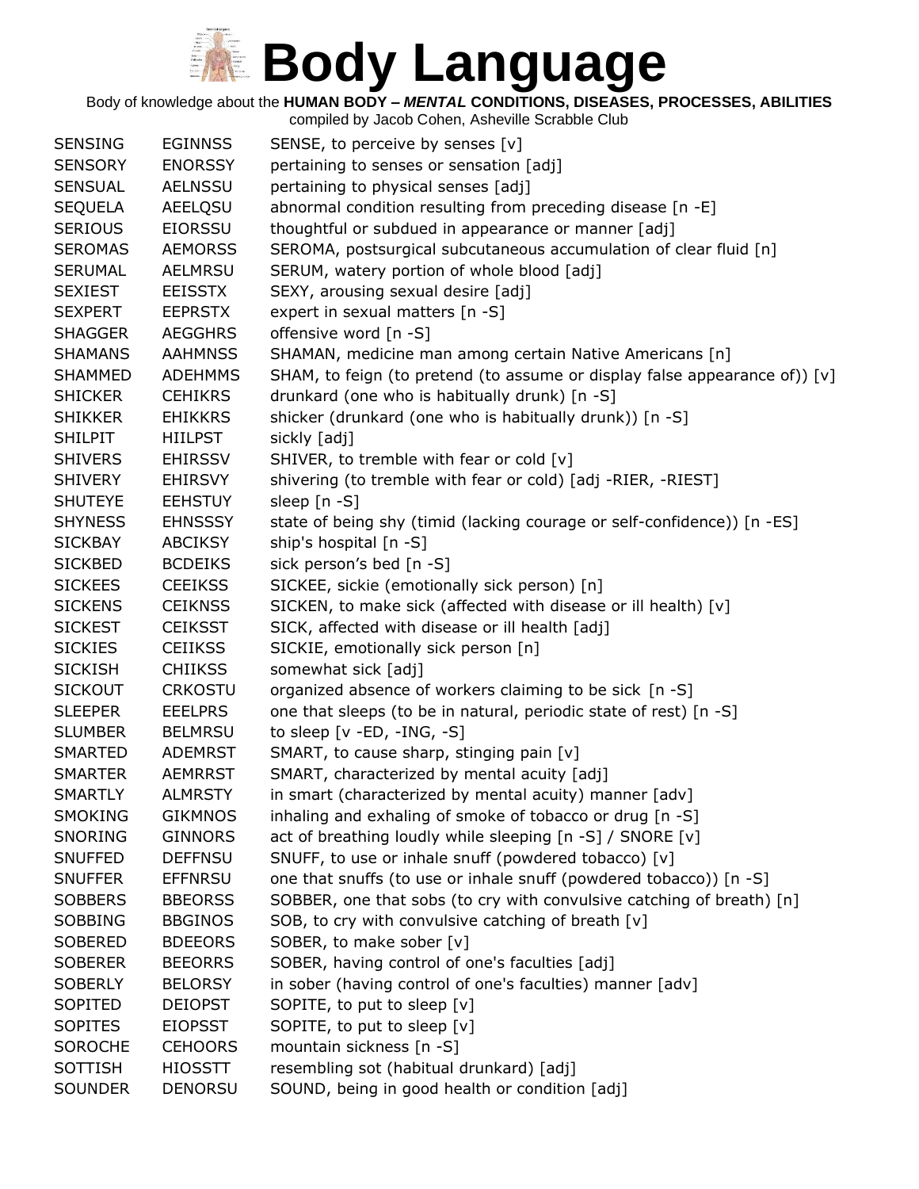# Body Language

Body of knowledge about the **HUMAN BODY – *MENTAL* CONDITIONS, DISEASES, PROCESSES, ABILITIES**
compiled by Jacob Cohen, Asheville Scrabble Club

| | | |
|---|---|---|
| SENSING | EGINNSS | SENSE, to perceive by senses [v] |
| SENSORY | ENORSSY | pertaining to senses or sensation [adj] |
| SENSUAL | AELNSSU | pertaining to physical senses [adj] |
| SEQUELA | AEELQSU | abnormal condition resulting from preceding disease [n -E] |
| SERIOUS | EIORSSU | thoughtful or subdued in appearance or manner [adj] |
| SEROMAS | AEMORSS | SEROMA, postsurgical subcutaneous accumulation of clear fluid [n] |
| SERUMAL | AELMRSU | SERUM, watery portion of whole blood [adj] |
| SEXIEST | EEISSTX | SEXY, arousing sexual desire [adj] |
| SEXPERT | EEPRSTX | expert in sexual matters [n -S] |
| SHAGGER | AEGGHRS | offensive word [n -S] |
| SHAMANS | AAHMNSS | SHAMAN, medicine man among certain Native Americans [n] |
| SHAMMED | ADEHMMS | SHAM, to feign (to pretend (to assume or display false appearance of)) [v] |
| SHICKER | CEHIKRS | drunkard (one who is habitually drunk) [n -S] |
| SHIKKER | EHIKKRS | shicker (drunkard (one who is habitually drunk)) [n -S] |
| SHILPIT | HIILPST | sickly [adj] |
| SHIVERS | EHIRSSV | SHIVER, to tremble with fear or cold [v] |
| SHIVERY | EHIRSVY | shivering (to tremble with fear or cold) [adj -RIER, -RIEST] |
| SHUTEYE | EEHSTUY | sleep [n -S] |
| SHYNESS | EHNSSSY | state of being shy (timid (lacking courage or self-confidence)) [n -ES] |
| SICKBAY | ABCIKSY | ship's hospital [n -S] |
| SICKBED | BCDEIKS | sick person's bed [n -S] |
| SICKEES | CEEIKSS | SICKEE, sickie (emotionally sick person) [n] |
| SICKENS | CEIKNSS | SICKEN, to make sick (affected with disease or ill health) [v] |
| SICKEST | CEIKSST | SICK, affected with disease or ill health [adj] |
| SICKIES | CEIIKSS | SICKIE, emotionally sick person [n] |
| SICKISH | CHIIKSS | somewhat sick [adj] |
| SICKOUT | CRKOSTU | organized absence of workers claiming to be sick [n -S] |
| SLEEPER | EEELPRS | one that sleeps (to be in natural, periodic state of rest) [n -S] |
| SLUMBER | BELMRSU | to sleep [v -ED, -ING, -S] |
| SMARTED | ADEMRST | SMART, to cause sharp, stinging pain [v] |
| SMARTER | AEMRRST | SMART, characterized by mental acuity [adj] |
| SMARTLY | ALMRSTY | in smart (characterized by mental acuity) manner [adv] |
| SMOKING | GIKMNOS | inhaling and exhaling of smoke of tobacco or drug [n -S] |
| SNORING | GINNORS | act of breathing loudly while sleeping [n -S] / SNORE [v] |
| SNUFFED | DEFFNSU | SNUFF, to use or inhale snuff (powdered tobacco) [v] |
| SNUFFER | EFFNRSU | one that snuffs (to use or inhale snuff (powdered tobacco)) [n -S] |
| SOBBERS | BBEORSS | SOBBER, one that sobs (to cry with convulsive catching of breath) [n] |
| SOBBING | BBGINOS | SOB, to cry with convulsive catching of breath [v] |
| SOBERED | BDEEORS | SOBER, to make sober [v] |
| SOBERER | BEEORRS | SOBER, having control of one's faculties [adj] |
| SOBERLY | BELORSY | in sober (having control of one's faculties) manner [adv] |
| SOPITED | DEIOPST | SOPITE, to put to sleep [v] |
| SOPITES | EIOPSST | SOPITE, to put to sleep [v] |
| SOROCHE | CEHOORS | mountain sickness [n -S] |
| SOTTISH | HIOSSTT | resembling sot (habitual drunkard) [adj] |
| SOUNDER | DENORSU | SOUND, being in good health or condition [adj] |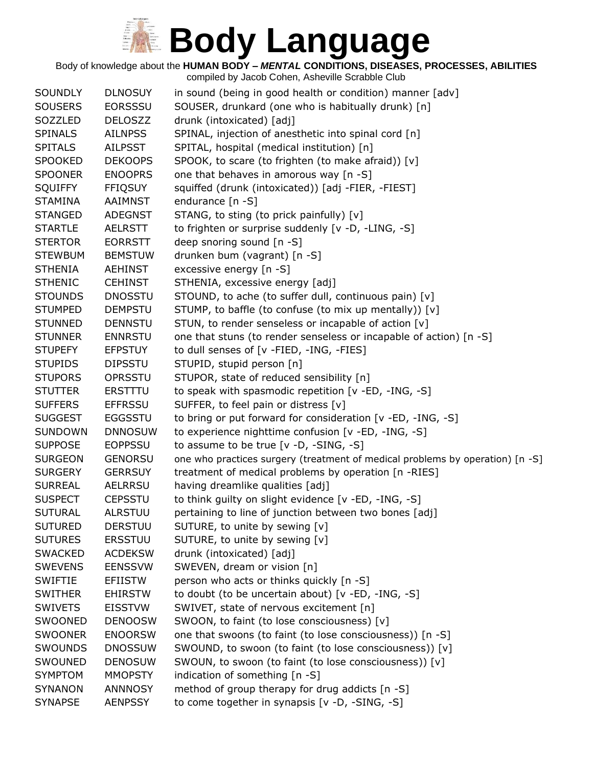# Body Language

Body of knowledge about the **HUMAN BODY – *MENTAL* CONDITIONS, DISEASES, PROCESSES, ABILITIES**

compiled by Jacob Cohen, Asheville Scrabble Club

| | | |
|---|---|---|
| SOUNDLY | DLNOSUY | in sound (being in good health or condition) manner [adv] |
| SOUSERS | EORSSSU | SOUSER, drunkard (one who is habitually drunk) [n] |
| SOZZLED | DELOSZZ | drunk (intoxicated) [adj] |
| SPINALS | AILNPSS | SPINAL, injection of anesthetic into spinal cord [n] |
| SPITALS | AILPSST | SPITAL, hospital (medical institution) [n] |
| SPOOKED | DEKOOPS | SPOOK, to scare (to frighten (to make afraid)) [v] |
| SPOONER | ENOOPRS | one that behaves in amorous way [n -S] |
| SQUIFFY | FFIQSUY | squiffed (drunk (intoxicated)) [adj -FIER, -FIEST] |
| STAMINA | AAIMNST | endurance [n -S] |
| STANGED | ADEGNST | STANG, to sting (to prick painfully) [v] |
| STARTLE | AELRSTT | to frighten or surprise suddenly [v -D, -LING, -S] |
| STERTOR | EORRSTT | deep snoring sound [n -S] |
| STEWBUM | BEMSTUW | drunken bum (vagrant) [n -S] |
| STHENIA | AEHINST | excessive energy [n -S] |
| STHENIC | CEHINST | STHENIA, excessive energy [adj] |
| STOUNDS | DNOSSTU | STOUND, to ache (to suffer dull, continuous pain) [v] |
| STUMPED | DEMPSTU | STUMP, to baffle (to confuse (to mix up mentally)) [v] |
| STUNNED | DENNSTU | STUN, to render senseless or incapable of action [v] |
| STUNNER | ENNRSTU | one that stuns (to render senseless or incapable of action) [n -S] |
| STUPEFY | EFPSTUY | to dull senses of [v -FIED, -ING, -FIES] |
| STUPIDS | DIPSSTU | STUPID, stupid person [n] |
| STUPORS | OPRSSTU | STUPOR, state of reduced sensibility [n] |
| STUTTER | ERSTTTU | to speak with spasmodic repetition [v -ED, -ING, -S] |
| SUFFERS | EFFRSSU | SUFFER, to feel pain or distress [v] |
| SUGGEST | EGGSSTU | to bring or put forward for consideration [v -ED, -ING, -S] |
| SUNDOWN | DNNOSUW | to experience nighttime confusion [v -ED, -ING, -S] |
| SUPPOSE | EOPPSSU | to assume to be true [v -D, -SING, -S] |
| SURGEON | GENORSU | one who practices surgery (treatment of medical problems by operation) [n -S] |
| SURGERY | GERRSUY | treatment of medical problems by operation [n -RIES] |
| SURREAL | AELRRSU | having dreamlike qualities [adj] |
| SUSPECT | CEPSSTU | to think guilty on slight evidence [v -ED, -ING, -S] |
| SUTURAL | ALRSTUU | pertaining to line of junction between two bones [adj] |
| SUTURED | DERSTUU | SUTURE, to unite by sewing [v] |
| SUTURES | ERSSTUU | SUTURE, to unite by sewing [v] |
| SWACKED | ACDEKSW | drunk (intoxicated) [adj] |
| SWEVENS | EENSSVW | SWEVEN, dream or vision [n] |
| SWIFTIE | EFIISTW | person who acts or thinks quickly [n -S] |
| SWITHER | EHIRSTW | to doubt (to be uncertain about) [v -ED, -ING, -S] |
| SWIVETS | EISSTVW | SWIVET, state of nervous excitement [n] |
| SWOONED | DENOOSW | SWOON, to faint (to lose consciousness) [v] |
| SWOONER | ENOORSW | one that swoons (to faint (to lose consciousness)) [n -S] |
| SWOUNDS | DNOSSUW | SWOUND, to swoon (to faint (to lose consciousness)) [v] |
| SWOUNED | DENOSUW | SWOUN, to swoon (to faint (to lose consciousness)) [v] |
| SYMPTOM | MMOPSTY | indication of something [n -S] |
| SYNANON | ANNNOSY | method of group therapy for drug addicts [n -S] |
| SYNAPSE | AENPSSY | to come together in synapsis [v -D, -SING, -S] |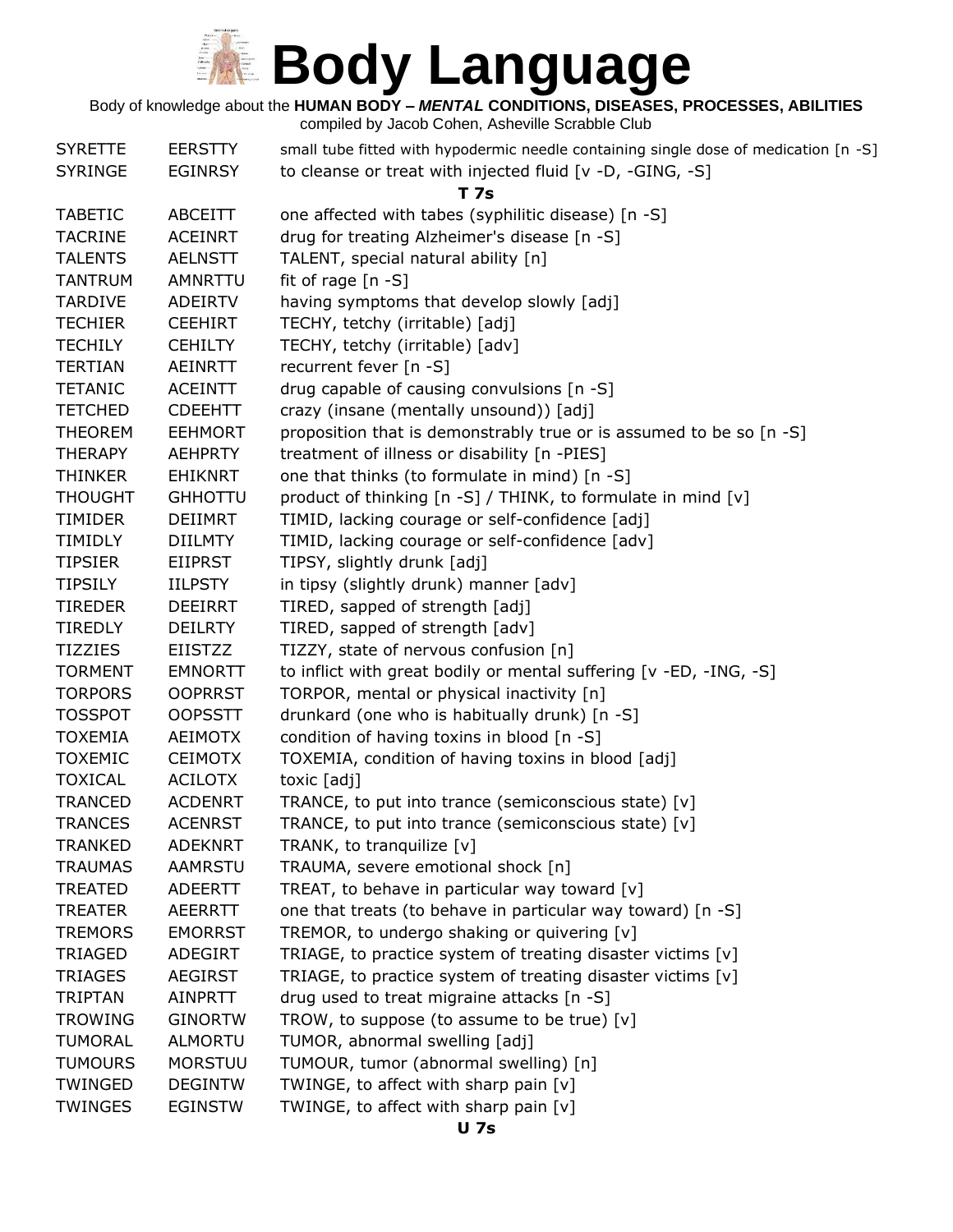# Body Language

Body of knowledge about the **HUMAN BODY – *MENTAL* CONDITIONS, DISEASES, PROCESSES, ABILITIES**
compiled by Jacob Cohen, Asheville Scrabble Club

| | | |
|---|---|---|
| SYRETTE | EERSTTY | small tube fitted with hypodermic needle containing single dose of medication [n -S] |
| SYRINGE | EGINRSY | to cleanse or treat with injected fluid [v -D, -GING, -S] |

**T 7s**

| | | |
|---|---|---|
| TABETIC | ABCEITT | one affected with tabes (syphilitic disease) [n -S] |
| TACRINE | ACEINRT | drug for treating Alzheimer's disease [n -S] |
| TALENTS | AELNSTT | TALENT, special natural ability [n] |
| TANTRUM | AMNRTTU | fit of rage [n -S] |
| TARDIVE | ADEIRTV | having symptoms that develop slowly [adj] |
| TECHIER | CEEHIRT | TECHY, tetchy (irritable) [adj] |
| TECHILY | CEHILTY | TECHY, tetchy (irritable) [adv] |
| TERTIAN | AEINRTT | recurrent fever [n -S] |
| TETANIC | ACEINTT | drug capable of causing convulsions [n -S] |
| TETCHED | CDEEHTT | crazy (insane (mentally unsound)) [adj] |
| THEOREM | EEHMORT | proposition that is demonstrably true or is assumed to be so [n -S] |
| THERAPY | AEHPRTY | treatment of illness or disability [n -PIES] |
| THINKER | EHIKNRT | one that thinks (to formulate in mind) [n -S] |
| THOUGHT | GHHOTTU | product of thinking [n -S] / THINK, to formulate in mind [v] |
| TIMIDER | DEIIMRT | TIMID, lacking courage or self-confidence [adj] |
| TIMIDLY | DIILMTY | TIMID, lacking courage or self-confidence [adv] |
| TIPSIER | EIIPRST | TIPSY, slightly drunk [adj] |
| TIPSILY | IILPSTY | in tipsy (slightly drunk) manner [adv] |
| TIREDER | DEEIRRT | TIRED, sapped of strength [adj] |
| TIREDLY | DEILRTY | TIRED, sapped of strength [adv] |
| TIZZIES | EIISTZZ | TIZZY, state of nervous confusion [n] |
| TORMENT | EMNORTT | to inflict with great bodily or mental suffering [v -ED, -ING, -S] |
| TORPORS | OOPRRST | TORPOR, mental or physical inactivity [n] |
| TOSSPOT | OOPSSTT | drunkard (one who is habitually drunk) [n -S] |
| TOXEMIA | AEIMOTX | condition of having toxins in blood [n -S] |
| TOXEMIC | CEIMOTX | TOXEMIA, condition of having toxins in blood [adj] |
| TOXICAL | ACILOTX | toxic [adj] |
| TRANCED | ACDENRT | TRANCE, to put into trance (semiconscious state) [v] |
| TRANCES | ACENRST | TRANCE, to put into trance (semiconscious state) [v] |
| TRANKED | ADEKNRT | TRANK, to tranquilize [v] |
| TRAUMAS | AAMRSTU | TRAUMA, severe emotional shock [n] |
| TREATED | ADEERTT | TREAT, to behave in particular way toward [v] |
| TREATER | AEERRTT | one that treats (to behave in particular way toward) [n -S] |
| TREMORS | EMORRST | TREMOR, to undergo shaking or quivering [v] |
| TRIAGED | ADEGIRT | TRIAGE, to practice system of treating disaster victims [v] |
| TRIAGES | AEGIRST | TRIAGE, to practice system of treating disaster victims [v] |
| TRIPTAN | AINPRTT | drug used to treat migraine attacks [n -S] |
| TROWING | GINORTW | TROW, to suppose (to assume to be true) [v] |
| TUMORAL | ALMORTU | TUMOR, abnormal swelling [adj] |
| TUMOURS | MORSTUU | TUMOUR, tumor (abnormal swelling) [n] |
| TWINGED | DEGINTW | TWINGE, to affect with sharp pain [v] |
| TWINGES | EGINSTW | TWINGE, to affect with sharp pain [v] |

**U 7s**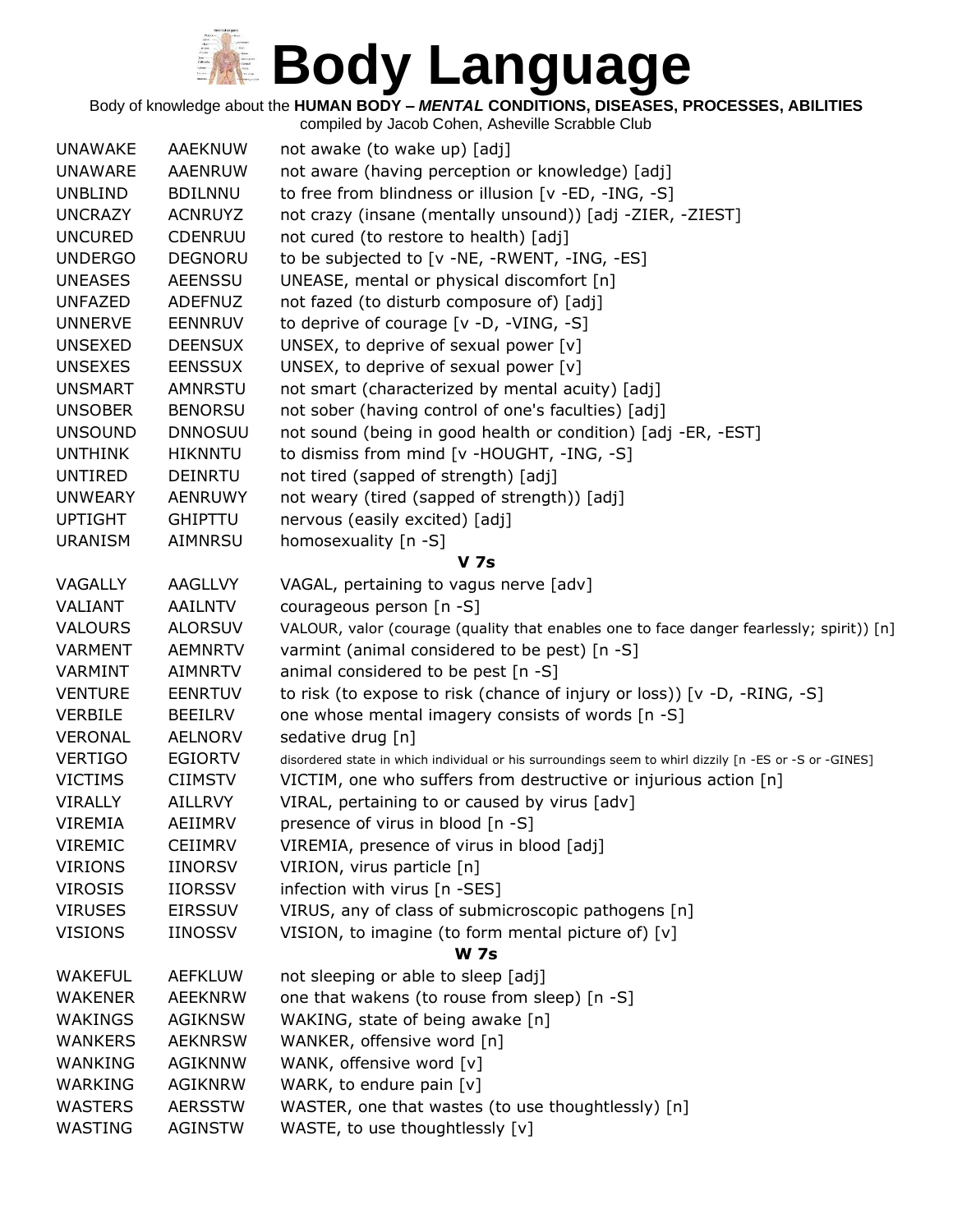# Body Language

Body of knowledge about the **HUMAN BODY – *MENTAL* CONDITIONS, DISEASES, PROCESSES, ABILITIES**

compiled by Jacob Cohen, Asheville Scrabble Club

| | | |
|---|---|---|
| UNAWAKE | AAEKNUW | not awake (to wake up) [adj] |
| UNAWARE | AAENRUW | not aware (having perception or knowledge) [adj] |
| UNBLIND | BDILNNU | to free from blindness or illusion [v -ED, -ING, -S] |
| UNCRAZY | ACNRUYZ | not crazy (insane (mentally unsound)) [adj -ZIER, -ZIEST] |
| UNCURED | CDENRUU | not cured (to restore to health) [adj] |
| UNDERGO | DEGNORU | to be subjected to [v -NE, -RWENT, -ING, -ES] |
| UNEASES | AEENSSU | UNEASE, mental or physical discomfort [n] |
| UNFAZED | ADEFNUZ | not fazed (to disturb composure of) [adj] |
| UNNERVE | EENNRUV | to deprive of courage [v -D, -VING, -S] |
| UNSEXED | DEENSUX | UNSEX, to deprive of sexual power [v] |
| UNSEXES | EENSSUX | UNSEX, to deprive of sexual power [v] |
| UNSMART | AMNRSTU | not smart (characterized by mental acuity) [adj] |
| UNSOBER | BENORSU | not sober (having control of one's faculties) [adj] |
| UNSOUND | DNNOSUU | not sound (being in good health or condition) [adj -ER, -EST] |
| UNTHINK | HIKNNTU | to dismiss from mind [v -HOUGHT, -ING, -S] |
| UNTIRED | DEINRTU | not tired (sapped of strength) [adj] |
| UNWEARY | AENRUWY | not weary (tired (sapped of strength)) [adj] |
| UPTIGHT | GHIPTTU | nervous (easily excited) [adj] |
| URANISM | AIMNRSU | homosexuality [n -S] |
| | | **V 7s** |
| VAGALLY | AAGLLVY | VAGAL, pertaining to vagus nerve [adv] |
| VALIANT | AAILNTV | courageous person [n -S] |
| VALOURS | ALORSUV | VALOUR, valor (courage (quality that enables one to face danger fearlessly; spirit)) [n] |
| VARMENT | AEMNRTV | varmint (animal considered to be pest) [n -S] |
| VARMINT | AIMNRTV | animal considered to be pest [n -S] |
| VENTURE | EENRTUV | to risk (to expose to risk (chance of injury or loss)) [v -D, -RING, -S] |
| VERBILE | BEEILRV | one whose mental imagery consists of words [n -S] |
| VERONAL | AELNORV | sedative drug [n] |
| VERTIGO | EGIORTV | disordered state in which individual or his surroundings seem to whirl dizzily [n -ES or -S or -GINES] |
| VICTIMS | CIIMSTV | VICTIM, one who suffers from destructive or injurious action [n] |
| VIRALLY | AILLRVY | VIRAL, pertaining to or caused by virus [adv] |
| VIREMIA | AEIIMRV | presence of virus in blood [n -S] |
| VIREMIC | CEIIMRV | VIREMIA, presence of virus in blood [adj] |
| VIRIONS | IINORSV | VIRION, virus particle [n] |
| VIROSIS | IIORSSV | infection with virus [n -SES] |
| VIRUSES | EIRSSUV | VIRUS, any of class of submicroscopic pathogens [n] |
| VISIONS | IINOSSV | VISION, to imagine (to form mental picture of) [v] |
| | | **W 7s** |
| WAKEFUL | AEFKLUW | not sleeping or able to sleep [adj] |
| WAKENER | AEEKNRW | one that wakens (to rouse from sleep) [n -S] |
| WAKINGS | AGIKNSW | WAKING, state of being awake [n] |
| WANKERS | AEKNRSW | WANKER, offensive word [n] |
| WANKING | AGIKNNW | WANK, offensive word [v] |
| WARKING | AGIKNRW | WARK, to endure pain [v] |
| WASTERS | AERSSTW | WASTER, one that wastes (to use thoughtlessly) [n] |
| WASTING | AGINSTW | WASTE, to use thoughtlessly [v] |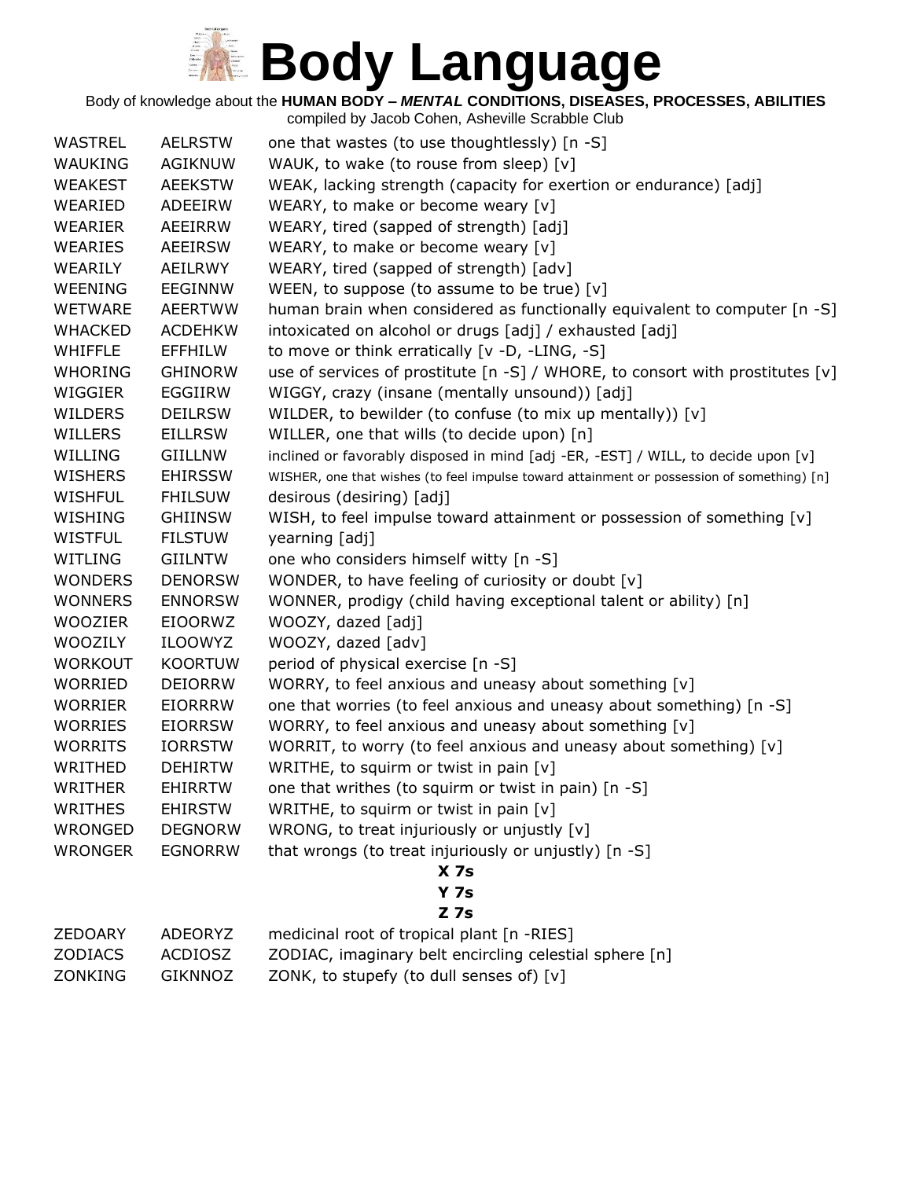# Body Language

Body of knowledge about the **HUMAN BODY – *MENTAL* CONDITIONS, DISEASES, PROCESSES, ABILITIES**

compiled by Jacob Cohen, Asheville Scrabble Club

| | | |
|---|---|---|
| WASTREL | AELRSTW | one that wastes (to use thoughtlessly) [n -S] |
| WAUKING | AGIKNUW | WAUK, to wake (to rouse from sleep) [v] |
| WEAKEST | AEEKSTW | WEAK, lacking strength (capacity for exertion or endurance) [adj] |
| WEARIED | ADEEIRW | WEARY, to make or become weary [v] |
| WEARIER | AEEIRRW | WEARY, tired (sapped of strength) [adj] |
| WEARIES | AEEIRSW | WEARY, to make or become weary [v] |
| WEARILY | AEILRWY | WEARY, tired (sapped of strength) [adv] |
| WEENING | EEGINNW | WEEN, to suppose (to assume to be true) [v] |
| WETWARE | AEERTWW | human brain when considered as functionally equivalent to computer [n -S] |
| WHACKED | ACDEHKW | intoxicated on alcohol or drugs [adj] / exhausted [adj] |
| WHIFFLE | EFFHILW | to move or think erratically [v -D, -LING, -S] |
| WHORING | GHINORW | use of services of prostitute [n -S] / WHORE, to consort with prostitutes [v] |
| WIGGIER | EGGIIRW | WIGGY, crazy (insane (mentally unsound)) [adj] |
| WILDERS | DEILRSW | WILDER, to bewilder (to confuse (to mix up mentally)) [v] |
| WILLERS | EILLRSW | WILLER, one that wills (to decide upon) [n] |
| WILLING | GIILLNW | inclined or favorably disposed in mind [adj -ER, -EST] / WILL, to decide upon [v] |
| WISHERS | EHIRSSW | WISHER, one that wishes (to feel impulse toward attainment or possession of something) [n] |
| WISHFUL | FHILSUW | desirous (desiring) [adj] |
| WISHING | GHIINSW | WISH, to feel impulse toward attainment or possession of something [v] |
| WISTFUL | FILSTUW | yearning [adj] |
| WITLING | GIILNTW | one who considers himself witty [n -S] |
| WONDERS | DENORSW | WONDER, to have feeling of curiosity or doubt [v] |
| WONNERS | ENNORSW | WONNER, prodigy (child having exceptional talent or ability) [n] |
| WOOZIER | EIOORWZ | WOOZY, dazed [adj] |
| WOOZILY | ILOOWYZ | WOOZY, dazed [adv] |
| WORKOUT | KOORTUW | period of physical exercise [n -S] |
| WORRIED | DEIORRW | WORRY, to feel anxious and uneasy about something [v] |
| WORRIER | EIORRRW | one that worries (to feel anxious and uneasy about something) [n -S] |
| WORRIES | EIORRSW | WORRY, to feel anxious and uneasy about something [v] |
| WORRITS | IORRSTW | WORRIT, to worry (to feel anxious and uneasy about something) [v] |
| WRITHED | DEHIRTW | WRITHE, to squirm or twist in pain [v] |
| WRITHER | EHIRRTW | one that writhes (to squirm or twist in pain) [n -S] |
| WRITHES | EHIRSTW | WRITHE, to squirm or twist in pain [v] |
| WRONGED | DEGNORW | WRONG, to treat injuriously or unjustly [v] |
| WRONGER | EGNORRW | that wrongs (to treat injuriously or unjustly) [n -S] |

**X 7s**

**Y 7s**

**Z 7s**

| | | |
|---|---|---|
| ZEDOARY | ADEORYZ | medicinal root of tropical plant [n -RIES] |
| ZODIACS | ACDIOSZ | ZODIAC, imaginary belt encircling celestial sphere [n] |
| ZONKING | GIKNNOZ | ZONK, to stupefy (to dull senses of) [v] |